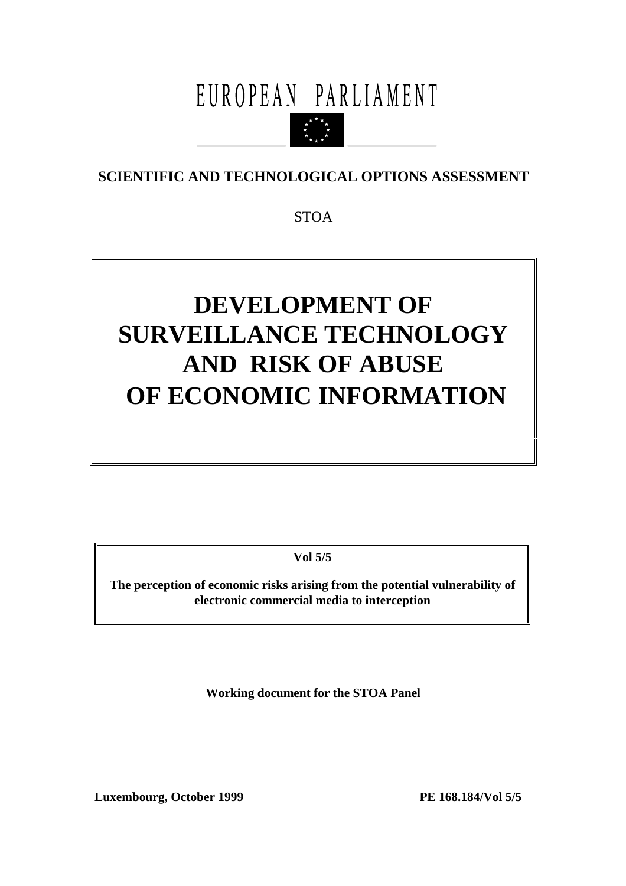# EUROPEAN PARLIAMENT

**SCIENTIFIC AND TECHNOLOGICAL OPTIONS ASSESSMENT**

STOA

# DEVELOPMENT OF SURVEILLANCE TECHNOLOGY AND RISK OF ABUSE OF ECONOMIC INFORMATION

**Vol 5/5**

**The perception of economic risks arising from the potential vulnerability of electronic commercial media to interception**

**Working document for the STOA Panel**

**Luxembourg, October 1999** **PE 168.184/Vol 5/5**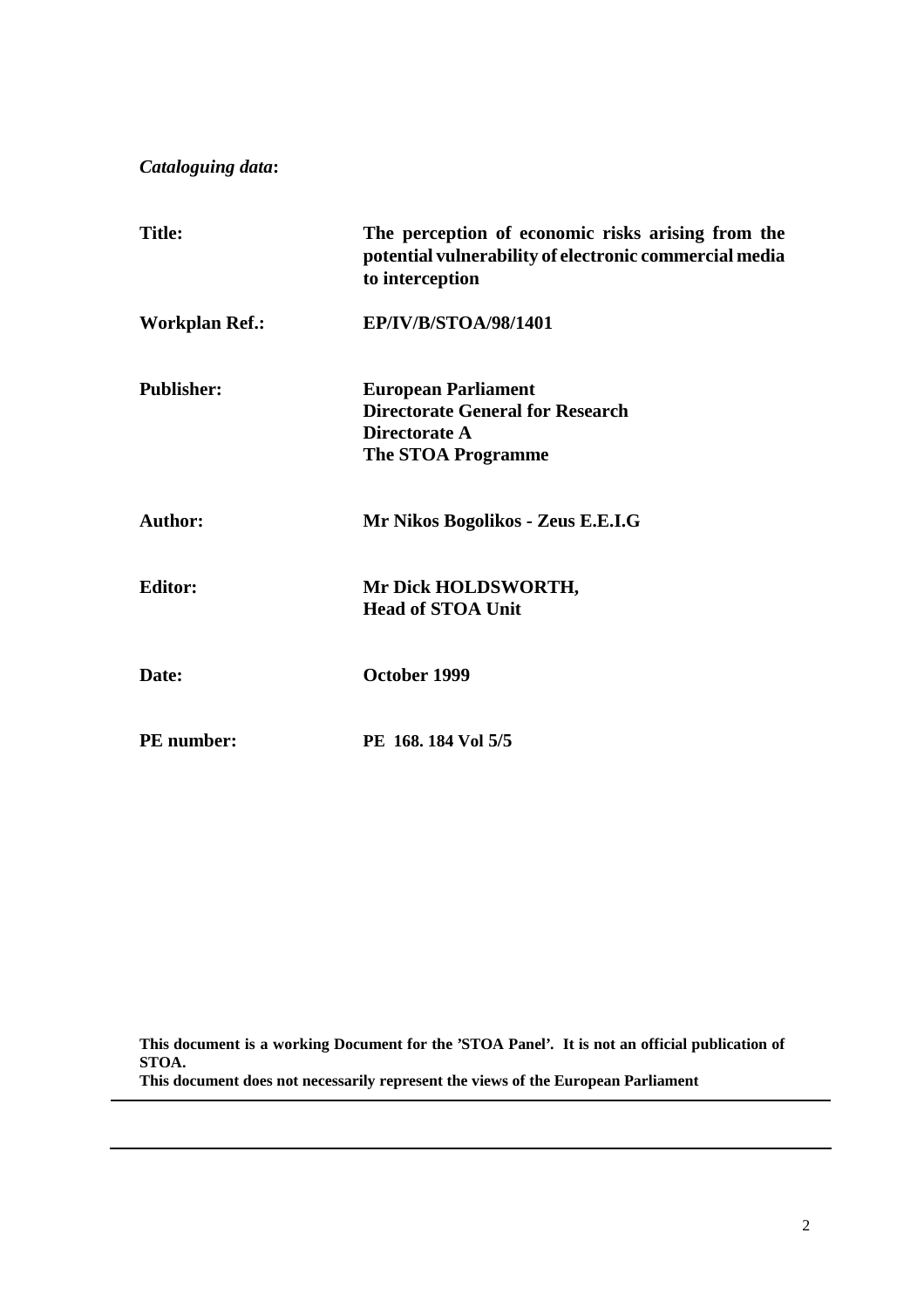*Cataloguing data***:**

| | |
|---|---|
| **Title:** | **The perception of economic risks arising from the potential vulnerability of electronic commercial media to interception** |
| **Workplan Ref.:** | **EP/IV/B/STOA/98/1401** |
| **Publisher:** | **European Parliament**<br>**Directorate General for Research**<br>**Directorate A**<br>**The STOA Programme** |
| **Author:** | **Mr Nikos Bogolikos - Zeus E.E.I.G** |
| **Editor:** | **Mr Dick HOLDSWORTH,**<br>**Head of STOA Unit** |
| **Date:** | **October 1999** |
| **PE number:** | **PE 168. 184 Vol 5/5** |

**This document is a working Document for the 'STOA Panel'. It is not an official publication of STOA.**
**This document does not necessarily represent the views of the European Parliament**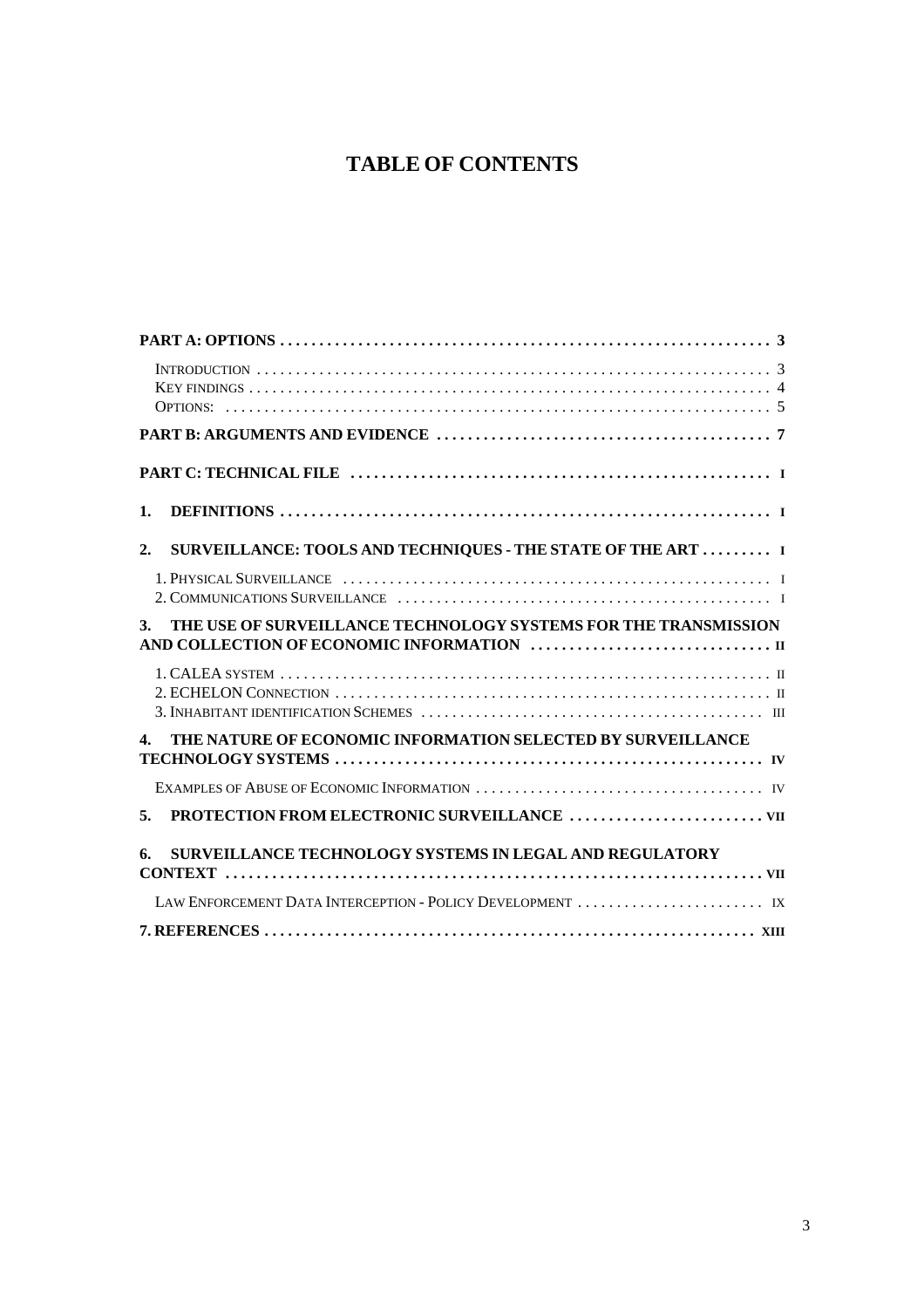# TABLE OF CONTENTS

| | |
|---|---|
| **PART A: OPTIONS** | **3** |
| Introduction | 3 |
| Key findings | 4 |
| Options: | 5 |
| **PART B: ARGUMENTS AND EVIDENCE** | **7** |
| **PART C: TECHNICAL FILE** | **I** |
| **1. DEFINITIONS** | **I** |
| **2. SURVEILLANCE: TOOLS AND TECHNIQUES - THE STATE OF THE ART** | **I** |
| 1. Physical Surveillance | I |
| 2. Communications Surveillance | I |
| **3. THE USE OF SURVEILLANCE TECHNOLOGY SYSTEMS FOR THE TRANSMISSION AND COLLECTION OF ECONOMIC INFORMATION** | **II** |
| 1. CALEA system | II |
| 2. ECHELON Connection | II |
| 3. Inhabitant identification Schemes | III |
| **4. THE NATURE OF ECONOMIC INFORMATION SELECTED BY SURVEILLANCE TECHNOLOGY SYSTEMS** | **IV** |
| Examples of Abuse of Economic Information | IV |
| **5. PROTECTION FROM ELECTRONIC SURVEILLANCE** | **VII** |
| **6. SURVEILLANCE TECHNOLOGY SYSTEMS IN LEGAL AND REGULATORY CONTEXT** | **VII** |
| Law Enforcement Data Interception - Policy Development | IX |
| **7. REFERENCES** | **XIII** |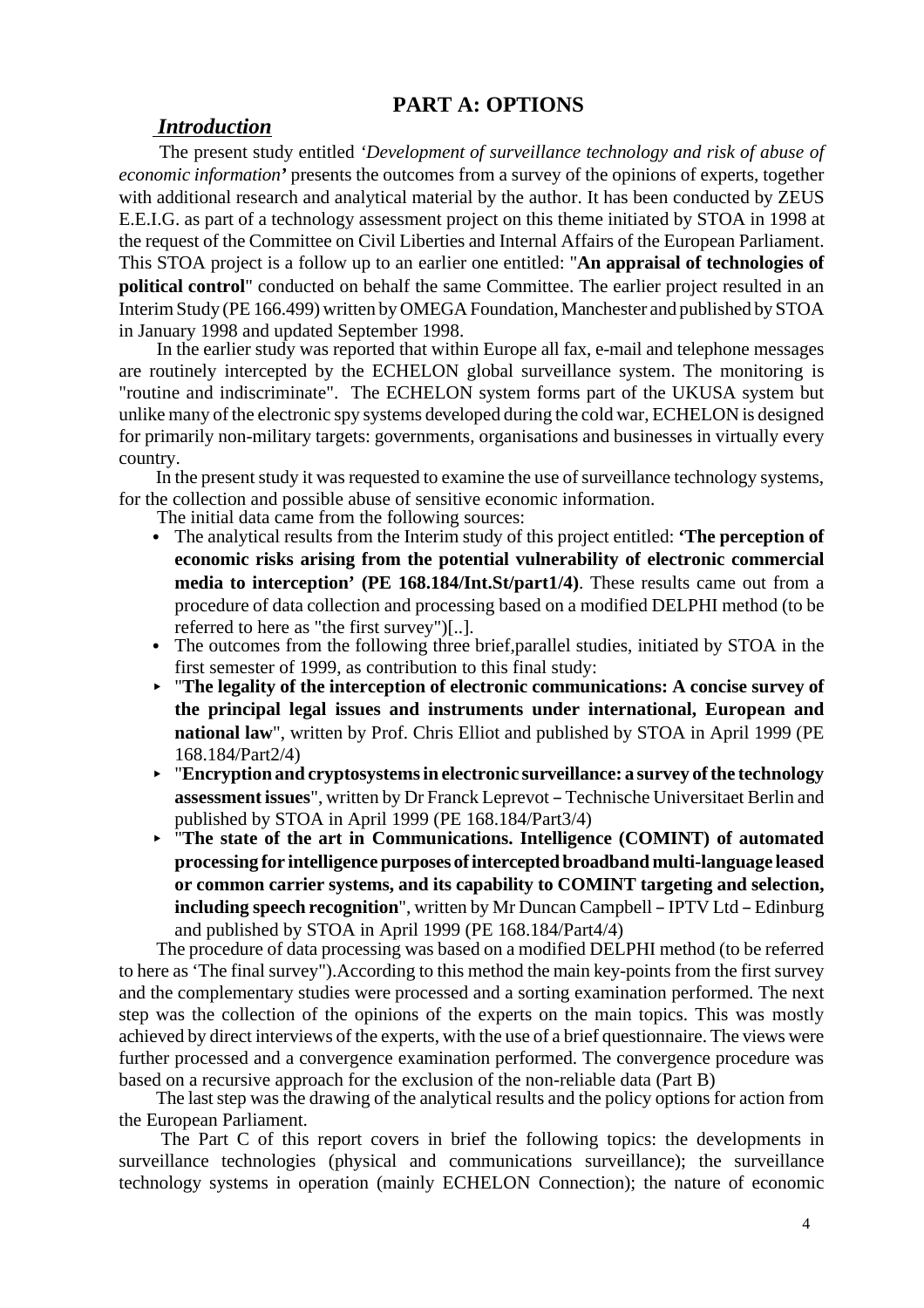# PART A: OPTIONS

## *Introduction*

The present study entitled *'Development of surveillance technology and risk of abuse of economic information'* presents the outcomes from a survey of the opinions of experts, together with additional research and analytical material by the author. It has been conducted by ZEUS E.E.I.G. as part of a technology assessment project on this theme initiated by STOA in 1998 at the request of the Committee on Civil Liberties and Internal Affairs of the European Parliament. This STOA project is a follow up to an earlier one entitled: "**An appraisal of technologies of political control**" conducted on behalf the same Committee. The earlier project resulted in an Interim Study (PE 166.499) written by OMEGA Foundation, Manchester and published by STOA in January 1998 and updated September 1998.

In the earlier study was reported that within Europe all fax, e-mail and telephone messages are routinely intercepted by the ECHELON global surveillance system. The monitoring is "routine and indiscriminate". The ECHELON system forms part of the UKUSA system but unlike many of the electronic spy systems developed during the cold war, ECHELON is designed for primarily non-military targets: governments, organisations and businesses in virtually every country.

In the present study it was requested to examine the use of surveillance technology systems, for the collection and possible abuse of sensitive economic information.

The initial data came from the following sources:

- The analytical results from the Interim study of this project entitled: **'The perception of economic risks arising from the potential vulnerability of electronic commercial media to interception' (PE 168.184/Int.St/part1/4)**. These results came out from a procedure of data collection and processing based on a modified DELPHI method (to be referred to here as "the first survey")[..].
- The outcomes from the following three brief,parallel studies, initiated by STOA in the first semester of 1999, as contribution to this final study:
  - "**The legality of the interception of electronic communications: A concise survey of the principal legal issues and instruments under international, European and national law**", written by Prof. Chris Elliot and published by STOA in April 1999 (PE 168.184/Part2/4)
  - "**Encryption and cryptosystems in electronic surveillance: a survey of the technology assessment issues**", written by Dr Franck Leprevot – Technische Universitaet Berlin and published by STOA in April 1999 (PE 168.184/Part3/4)
  - "**The state of the art in Communications. Intelligence (COMINT) of automated processing for intelligence purposes of intercepted broadband multi-language leased or common carrier systems, and its capability to COMINT targeting and selection, including speech recognition**", written by Mr Duncan Campbell – IPTV Ltd – Edinburg and published by STOA in April 1999 (PE 168.184/Part4/4)

The procedure of data processing was based on a modified DELPHI method (to be referred to here as 'The final survey").According to this method the main key-points from the first survey and the complementary studies were processed and a sorting examination performed. The next step was the collection of the opinions of the experts on the main topics. This was mostly achieved by direct interviews of the experts, with the use of a brief questionnaire. The views were further processed and a convergence examination performed. The convergence procedure was based on a recursive approach for the exclusion of the non-reliable data (Part B)

The last step was the drawing of the analytical results and the policy options for action from the European Parliament.

The Part C of this report covers in brief the following topics: the developments in surveillance technologies (physical and communications surveillance); the surveillance technology systems in operation (mainly ECHELON Connection); the nature of economic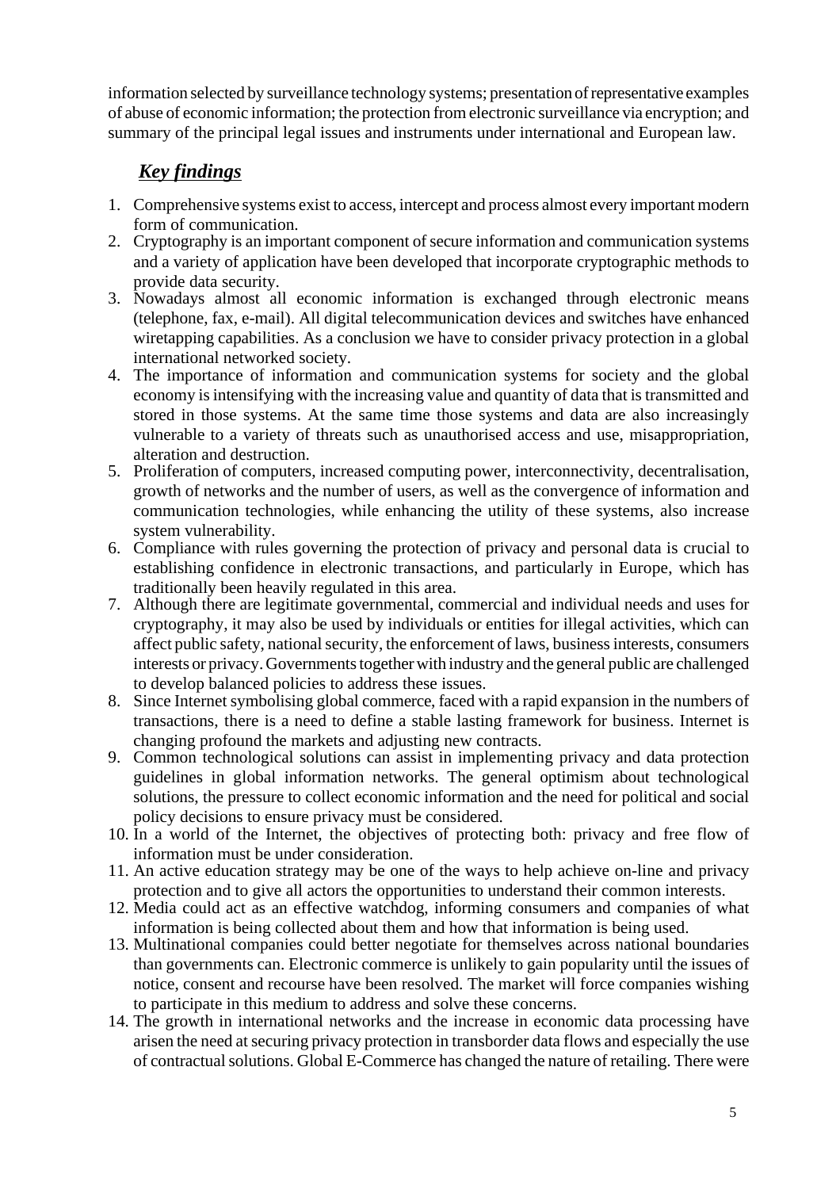information selected by surveillance technology systems; presentation of representative examples of abuse of economic information; the protection from electronic surveillance via encryption; and summary of the principal legal issues and instruments under international and European law.

## ***Key findings***

1. Comprehensive systems exist to access, intercept and process almost every important modern form of communication.
2. Cryptography is an important component of secure information and communication systems and a variety of application have been developed that incorporate cryptographic methods to provide data security.
3. Nowadays almost all economic information is exchanged through electronic means (telephone, fax, e-mail). All digital telecommunication devices and switches have enhanced wiretapping capabilities. As a conclusion we have to consider privacy protection in a global international networked society.
4. The importance of information and communication systems for society and the global economy is intensifying with the increasing value and quantity of data that is transmitted and stored in those systems. At the same time those systems and data are also increasingly vulnerable to a variety of threats such as unauthorised access and use, misappropriation, alteration and destruction.
5. Proliferation of computers, increased computing power, interconnectivity, decentralisation, growth of networks and the number of users, as well as the convergence of information and communication technologies, while enhancing the utility of these systems, also increase system vulnerability.
6. Compliance with rules governing the protection of privacy and personal data is crucial to establishing confidence in electronic transactions, and particularly in Europe, which has traditionally been heavily regulated in this area.
7. Although there are legitimate governmental, commercial and individual needs and uses for cryptography, it may also be used by individuals or entities for illegal activities, which can affect public safety, national security, the enforcement of laws, business interests, consumers interests or privacy. Governments together with industry and the general public are challenged to develop balanced policies to address these issues.
8. Since Internet symbolising global commerce, faced with a rapid expansion in the numbers of transactions, there is a need to define a stable lasting framework for business. Internet is changing profound the markets and adjusting new contracts.
9. Common technological solutions can assist in implementing privacy and data protection guidelines in global information networks. The general optimism about technological solutions, the pressure to collect economic information and the need for political and social policy decisions to ensure privacy must be considered.
10. In a world of the Internet, the objectives of protecting both: privacy and free flow of information must be under consideration.
11. An active education strategy may be one of the ways to help achieve on-line and privacy protection and to give all actors the opportunities to understand their common interests.
12. Media could act as an effective watchdog, informing consumers and companies of what information is being collected about them and how that information is being used.
13. Multinational companies could better negotiate for themselves across national boundaries than governments can. Electronic commerce is unlikely to gain popularity until the issues of notice, consent and recourse have been resolved. The market will force companies wishing to participate in this medium to address and solve these concerns.
14. The growth in international networks and the increase in economic data processing have arisen the need at securing privacy protection in transborder data flows and especially the use of contractual solutions. Global E-Commerce has changed the nature of retailing. There were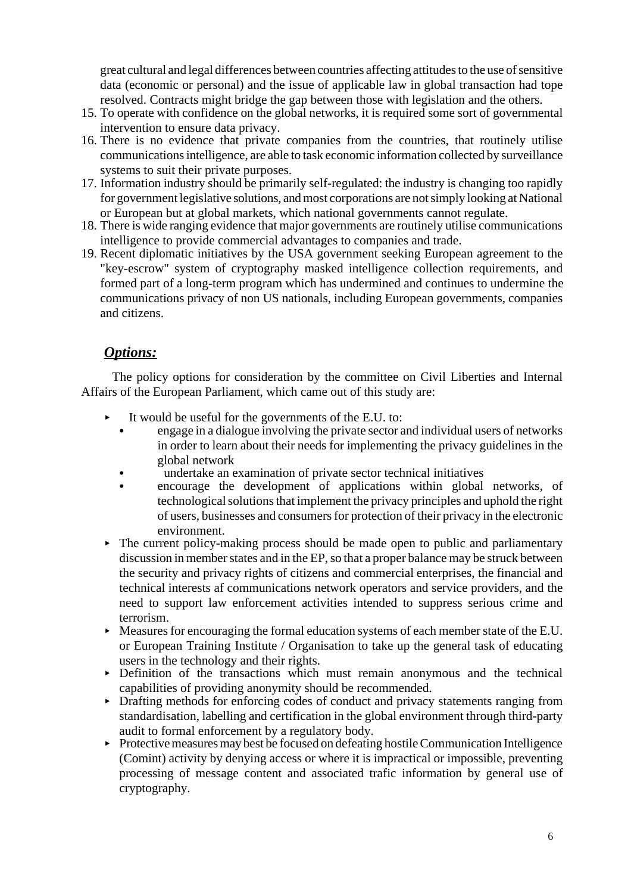great cultural and legal differences between countries affecting attitudes to the use of sensitive data (economic or personal) and the issue of applicable law in global transaction had tope resolved. Contracts might bridge the gap between those with legislation and the others.

15. To operate with confidence on the global networks, it is required some sort of governmental intervention to ensure data privacy.
16. There is no evidence that private companies from the countries, that routinely utilise communications intelligence, are able to task economic information collected by surveillance systems to suit their private purposes.
17. Information industry should be primarily self-regulated: the industry is changing too rapidly for government legislative solutions, and most corporations are not simply looking at National or European but at global markets, which national governments cannot regulate.
18. There is wide ranging evidence that major governments are routinely utilise communications intelligence to provide commercial advantages to companies and trade.
19. Recent diplomatic initiatives by the USA government seeking European agreement to the "key-escrow" system of cryptography masked intelligence collection requirements, and formed part of a long-term program which has undermined and continues to undermine the communications privacy of non US nationals, including European governments, companies and citizens.

## ***Options:***

The policy options for consideration by the committee on Civil Liberties and Internal Affairs of the European Parliament, which came out of this study are:

- It would be useful for the governments of the E.U. to:
  - engage in a dialogue involving the private sector and individual users of networks in order to learn about their needs for implementing the privacy guidelines in the global network
  - undertake an examination of private sector technical initiatives
  - encourage the development of applications within global networks, of technological solutions that implement the privacy principles and uphold the right of users, businesses and consumers for protection of their privacy in the electronic environment.
- The current policy-making process should be made open to public and parliamentary discussion in member states and in the EP, so that a proper balance may be struck between the security and privacy rights of citizens and commercial enterprises, the financial and technical interests af communications network operators and service providers, and the need to support law enforcement activities intended to suppress serious crime and terrorism.
- Measures for encouraging the formal education systems of each member state of the E.U. or European Training Institute / Organisation to take up the general task of educating users in the technology and their rights.
- Definition of the transactions which must remain anonymous and the technical capabilities of providing anonymity should be recommended.
- Drafting methods for enforcing codes of conduct and privacy statements ranging from standardisation, labelling and certification in the global environment through third-party audit to formal enforcement by a regulatory body.
- Protective measures may best be focused on defeating hostile Communication Intelligence (Comint) activity by denying access or where it is impractical or impossible, preventing processing of message content and associated trafic information by general use of cryptography.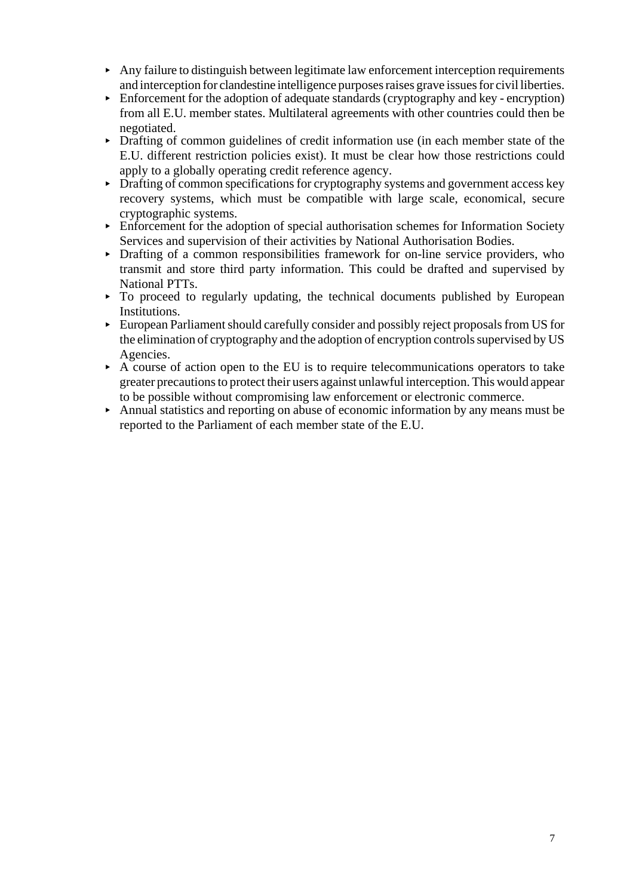- Any failure to distinguish between legitimate law enforcement interception requirements and interception for clandestine intelligence purposes raises grave issues for civil liberties.
- Enforcement for the adoption of adequate standards (cryptography and key - encryption) from all E.U. member states. Multilateral agreements with other countries could then be negotiated.
- Drafting of common guidelines of credit information use (in each member state of the E.U. different restriction policies exist). It must be clear how those restrictions could apply to a globally operating credit reference agency.
- Drafting of common specifications for cryptography systems and government access key recovery systems, which must be compatible with large scale, economical, secure cryptographic systems.
- Enforcement for the adoption of special authorisation schemes for Information Society Services and supervision of their activities by National Authorisation Bodies.
- Drafting of a common responsibilities framework for on-line service providers, who transmit and store third party information. This could be drafted and supervised by National PTTs.
- To proceed to regularly updating, the technical documents published by European Institutions.
- European Parliament should carefully consider and possibly reject proposals from US for the elimination of cryptography and the adoption of encryption controls supervised by US Agencies.
- A course of action open to the EU is to require telecommunications operators to take greater precautions to protect their users against unlawful interception. This would appear to be possible without compromising law enforcement or electronic commerce.
- Annual statistics and reporting on abuse of economic information by any means must be reported to the Parliament of each member state of the E.U.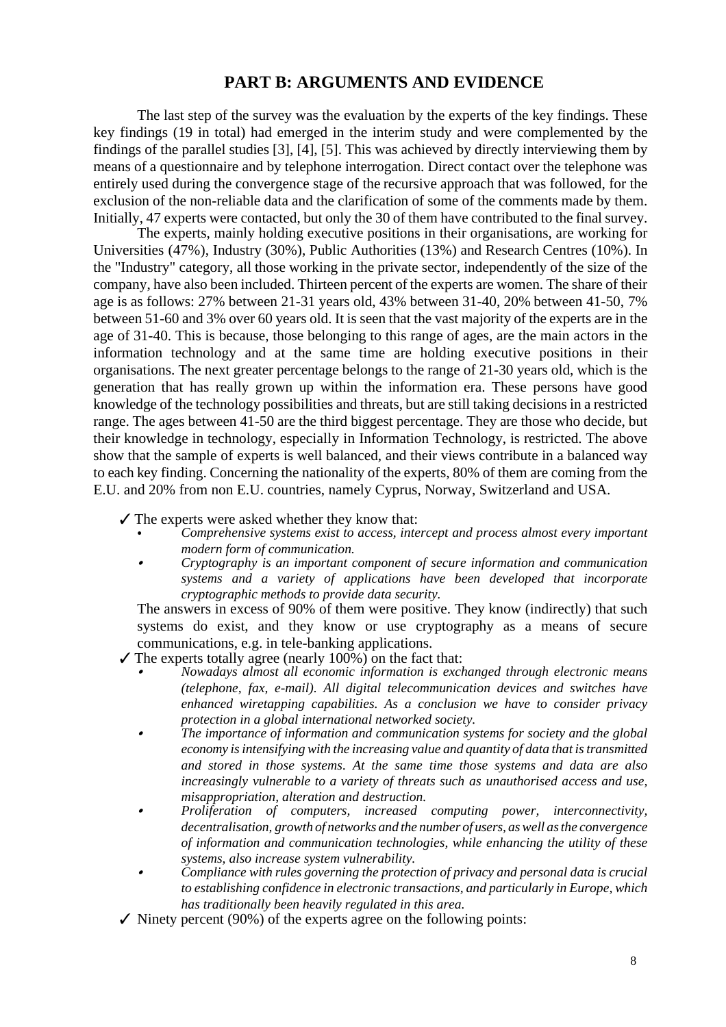## PART B: ARGUMENTS AND EVIDENCE

The last step of the survey was the evaluation by the experts of the key findings. These key findings (19 in total) had emerged in the interim study and were complemented by the findings of the parallel studies [3], [4], [5]. This was achieved by directly interviewing them by means of a questionnaire and by telephone interrogation. Direct contact over the telephone was entirely used during the convergence stage of the recursive approach that was followed, for the exclusion of the non-reliable data and the clarification of some of the comments made by them. Initially, 47 experts were contacted, but only the 30 of them have contributed to the final survey.

The experts, mainly holding executive positions in their organisations, are working for Universities (47%), Industry (30%), Public Authorities (13%) and Research Centres (10%). In the "Industry" category, all those working in the private sector, independently of the size of the company, have also been included. Thirteen percent of the experts are women. The share of their age is as follows: 27% between 21-31 years old, 43% between 31-40, 20% between 41-50, 7% between 51-60 and 3% over 60 years old. It is seen that the vast majority of the experts are in the age of 31-40. This is because, those belonging to this range of ages, are the main actors in the information technology and at the same time are holding executive positions in their organisations. The next greater percentage belongs to the range of 21-30 years old, which is the generation that has really grown up within the information era. These persons have good knowledge of the technology possibilities and threats, but are still taking decisions in a restricted range. The ages between 41-50 are the third biggest percentage. They are those who decide, but their knowledge in technology, especially in Information Technology, is restricted. The above show that the sample of experts is well balanced, and their views contribute in a balanced way to each key finding. Concerning the nationality of the experts, 80% of them are coming from the E.U. and 20% from non E.U. countries, namely Cyprus, Norway, Switzerland and USA.

✓ The experts were asked whether they know that:

- *Comprehensive systems exist to access, intercept and process almost every important modern form of communication.*
- *Cryptography is an important component of secure information and communication systems and a variety of applications have been developed that incorporate cryptographic methods to provide data security.*

The answers in excess of 90% of them were positive. They know (indirectly) that such systems do exist, and they know or use cryptography as a means of secure communications, e.g. in tele-banking applications.

✓ The experts totally agree (nearly 100%) on the fact that:

- *Nowadays almost all economic information is exchanged through electronic means (telephone, fax, e-mail). All digital telecommunication devices and switches have enhanced wiretapping capabilities. As a conclusion we have to consider privacy protection in a global international networked society.*
- *The importance of information and communication systems for society and the global economy is intensifying with the increasing value and quantity of data that is transmitted and stored in those systems. At the same time those systems and data are also increasingly vulnerable to a variety of threats such as unauthorised access and use, misappropriation, alteration and destruction.*
- *Proliferation of computers, increased computing power, interconnectivity, decentralisation, growth of networks and the number of users, as well as the convergence of information and communication technologies, while enhancing the utility of these systems, also increase system vulnerability.*
- *Compliance with rules governing the protection of privacy and personal data is crucial to establishing confidence in electronic transactions, and particularly in Europe, which has traditionally been heavily regulated in this area.*

✓ Ninety percent (90%) of the experts agree on the following points: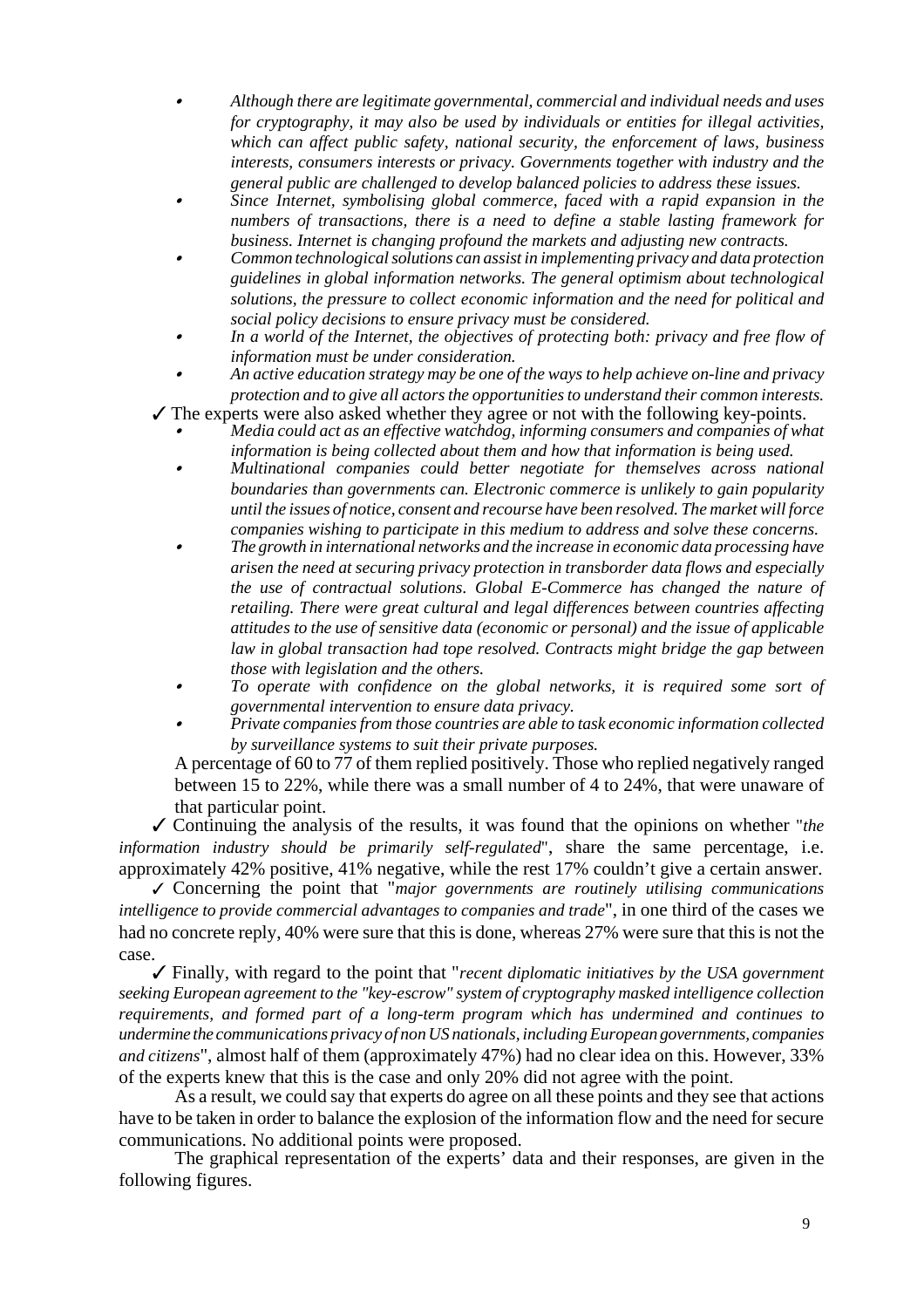- *Although there are legitimate governmental, commercial and individual needs and uses for cryptography, it may also be used by individuals or entities for illegal activities, which can affect public safety, national security, the enforcement of laws, business interests, consumers interests or privacy. Governments together with industry and the general public are challenged to develop balanced policies to address these issues.*
- *Since Internet, symbolising global commerce, faced with a rapid expansion in the numbers of transactions, there is a need to define a stable lasting framework for business. Internet is changing profound the markets and adjusting new contracts.*
- *Common technological solutions can assist in implementing privacy and data protection guidelines in global information networks. The general optimism about technological solutions, the pressure to collect economic information and the need for political and social policy decisions to ensure privacy must be considered.*
- *In a world of the Internet, the objectives of protecting both: privacy and free flow of information must be under consideration.*
- *An active education strategy may be one of the ways to help achieve on-line and privacy protection and to give all actors the opportunities to understand their common interests.*

✓ The experts were also asked whether they agree or not with the following key-points.

- *Media could act as an effective watchdog, informing consumers and companies of what information is being collected about them and how that information is being used.*
- *Multinational companies could better negotiate for themselves across national boundaries than governments can. Electronic commerce is unlikely to gain popularity until the issues of notice, consent and recourse have been resolved. The market will force companies wishing to participate in this medium to address and solve these concerns.*
- *The growth in international networks and the increase in economic data processing have arisen the need at securing privacy protection in transborder data flows and especially the use of contractual solutions. Global E-Commerce has changed the nature of retailing. There were great cultural and legal differences between countries affecting attitudes to the use of sensitive data (economic or personal) and the issue of applicable law in global transaction had tope resolved. Contracts might bridge the gap between those with legislation and the others.*
- *To operate with confidence on the global networks, it is required some sort of governmental intervention to ensure data privacy.*
- *Private companies from those countries are able to task economic information collected by surveillance systems to suit their private purposes.*

A percentage of 60 to 77 of them replied positively. Those who replied negatively ranged between 15 to 22%, while there was a small number of 4 to 24%, that were unaware of that particular point.

✓ Continuing the analysis of the results, it was found that the opinions on whether "*the information industry should be primarily self-regulated*", share the same percentage, i.e. approximately 42% positive, 41% negative, while the rest 17% couldn't give a certain answer.

✓ Concerning the point that "*major governments are routinely utilising communications intelligence to provide commercial advantages to companies and trade*", in one third of the cases we had no concrete reply, 40% were sure that this is done, whereas 27% were sure that this is not the case.

✓ Finally, with regard to the point that "*recent diplomatic initiatives by the USA government seeking European agreement to the "key-escrow" system of cryptography masked intelligence collection requirements, and formed part of a long-term program which has undermined and continues to undermine the communications privacy of non US nationals, including European governments, companies and citizens*", almost half of them (approximately 47%) had no clear idea on this. However, 33% of the experts knew that this is the case and only 20% did not agree with the point.

As a result, we could say that experts do agree on all these points and they see that actions have to be taken in order to balance the explosion of the information flow and the need for secure communications. No additional points were proposed.

The graphical representation of the experts' data and their responses, are given in the following figures.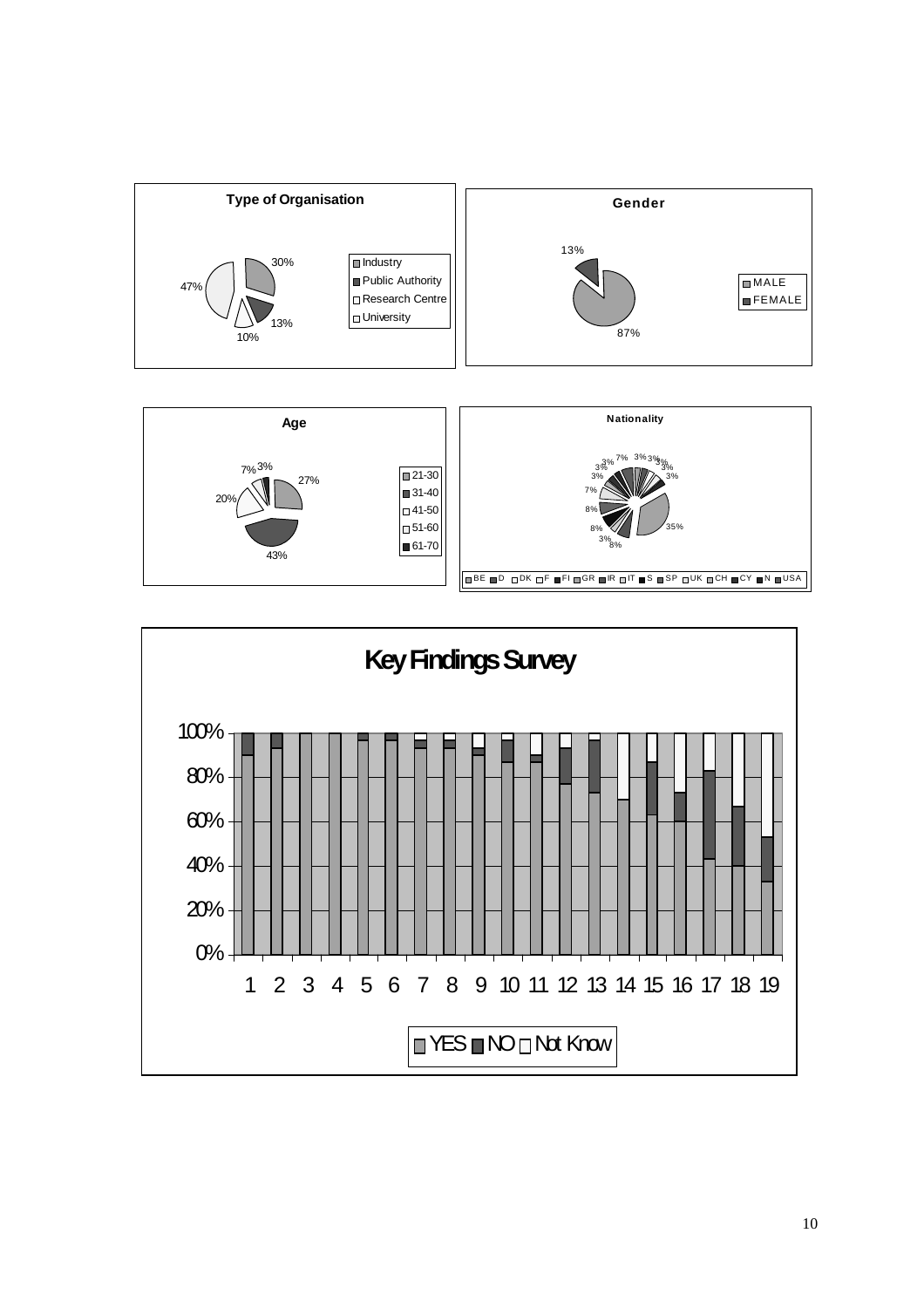**Type of Organisation**

- Industry: 30%
- Public Authority: 13%
- Research Centre: 10%
- University: 47%

**Gender**

- MALE: 87%
- FEMALE: 13%

**Age**

- 21-30: 27%
- 31-40: 43%
- 41-50: 20%
- 51-60: 7%
- 61-70: 3%

**Nationality**

Legend: BE, D, DK, F, FI, GR, IR, IT, S, SP, UK, CH, CY, N, USA

Values shown: 35%, 8%, 3%, 8%, 8%, 7%, 3%, 3%, 3%, 7%, 3%, 3%, 3%, 3%, 3%

**Key Findings Survey**

Y-axis: 0%, 20%, 40%, 60%, 80%, 100%

X-axis: 1, 2, 3, 4, 5, 6, 7, 8, 9, 10, 11, 12, 13, 14, 15, 16, 17, 18, 19

Legend: YES, NO, Not Know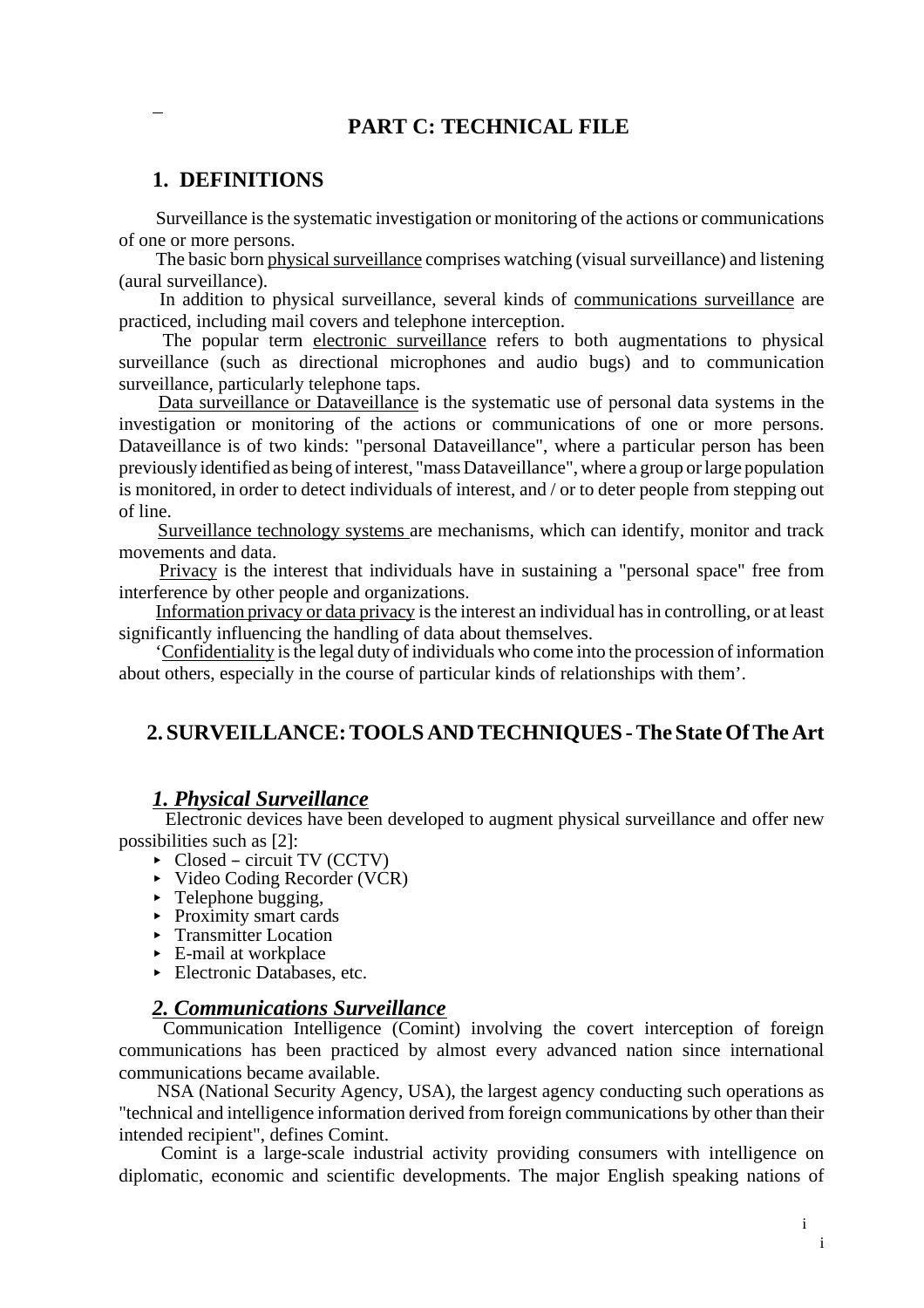# PART C: TECHNICAL FILE

## 1. DEFINITIONS

Surveillance is the systematic investigation or monitoring of the actions or communications of one or more persons.

The basic born physical surveillance comprises watching (visual surveillance) and listening (aural surveillance).

In addition to physical surveillance, several kinds of communications surveillance are practiced, including mail covers and telephone interception.

The popular term electronic surveillance refers to both augmentations to physical surveillance (such as directional microphones and audio bugs) and to communication surveillance, particularly telephone taps.

Data surveillance or Dataveillance is the systematic use of personal data systems in the investigation or monitoring of the actions or communications of one or more persons. Dataveillance is of two kinds: "personal Dataveillance", where a particular person has been previously identified as being of interest, "mass Dataveillance", where a group or large population is monitored, in order to detect individuals of interest, and / or to deter people from stepping out of line.

Surveillance technology systems are mechanisms, which can identify, monitor and track movements and data.

Privacy is the interest that individuals have in sustaining a "personal space" free from interference by other people and organizations.

Information privacy or data privacy is the interest an individual has in controlling, or at least significantly influencing the handling of data about themselves.

'Confidentiality is the legal duty of individuals who come into the procession of information about others, especially in the course of particular kinds of relationships with them'.

## 2. SURVEILLANCE: TOOLS AND TECHNIQUES - The State Of The Art

### *1. Physical Surveillance*

Electronic devices have been developed to augment physical surveillance and offer new possibilities such as [2]:

- Closed – circuit TV (CCTV)
- Video Coding Recorder (VCR)
- Telephone bugging,
- Proximity smart cards
- Transmitter Location
- E-mail at workplace
- Electronic Databases, etc.

### *2. Communications Surveillance*

Communication Intelligence (Comint) involving the covert interception of foreign communications has been practiced by almost every advanced nation since international communications became available.

NSA (National Security Agency, USA), the largest agency conducting such operations as "technical and intelligence information derived from foreign communications by other than their intended recipient", defines Comint.

Comint is a large-scale industrial activity providing consumers with intelligence on diplomatic, economic and scientific developments. The major English speaking nations of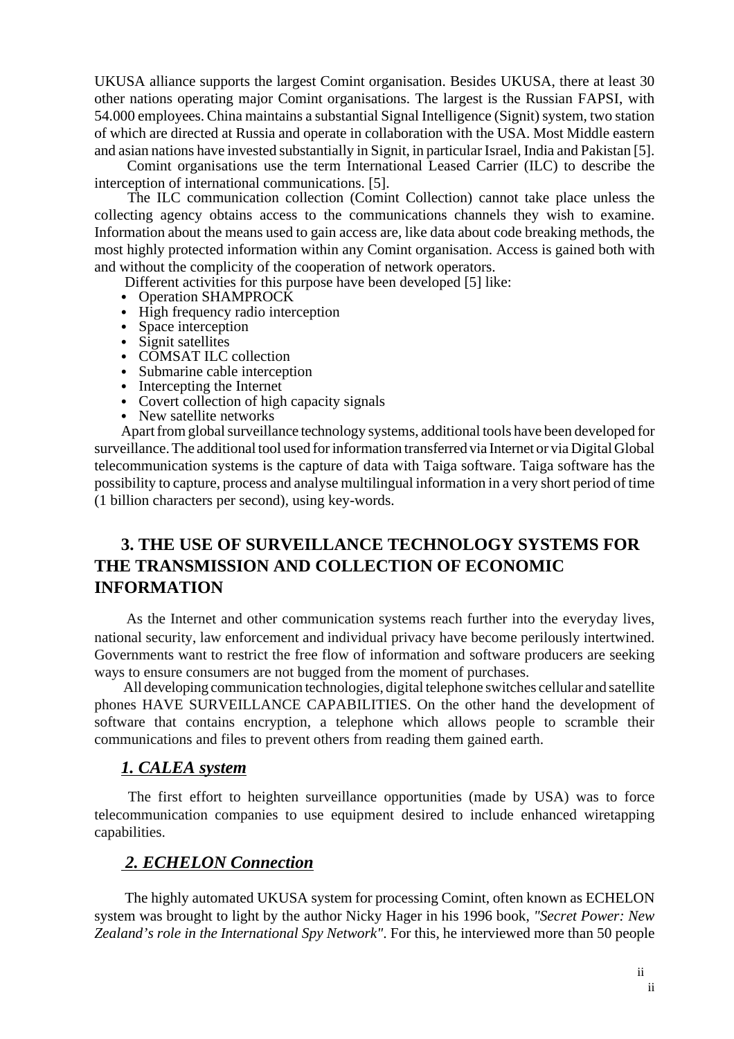UKUSA alliance supports the largest Comint organisation. Besides UKUSA, there at least 30 other nations operating major Comint organisations. The largest is the Russian FAPSI, with 54.000 employees. China maintains a substantial Signal Intelligence (Signit) system, two station of which are directed at Russia and operate in collaboration with the USA. Most Middle eastern and asian nations have invested substantially in Signit, in particular Israel, India and Pakistan [5].

Comint organisations use the term International Leased Carrier (ILC) to describe the interception of international communications. [5].

The ILC communication collection (Comint Collection) cannot take place unless the collecting agency obtains access to the communications channels they wish to examine. Information about the means used to gain access are, like data about code breaking methods, the most highly protected information within any Comint organisation. Access is gained both with and without the complicity of the cooperation of network operators.

Different activities for this purpose have been developed [5] like:

- Operation SHAMPROCK
- High frequency radio interception
- Space interception
- Signit satellites
- COMSAT ILC collection
- Submarine cable interception
- Intercepting the Internet
- Covert collection of high capacity signals
- New satellite networks

Apart from global surveillance technology systems, additional tools have been developed for surveillance. The additional tool used for information transferred via Internet or via Digital Global telecommunication systems is the capture of data with Taiga software. Taiga software has the possibility to capture, process and analyse multilingual information in a very short period of time (1 billion characters per second), using key-words.

## 3. THE USE OF SURVEILLANCE TECHNOLOGY SYSTEMS FOR THE TRANSMISSION AND COLLECTION OF ECONOMIC INFORMATION

As the Internet and other communication systems reach further into the everyday lives, national security, law enforcement and individual privacy have become perilously intertwined. Governments want to restrict the free flow of information and software producers are seeking ways to ensure consumers are not bugged from the moment of purchases.

All developing communication technologies, digital telephone switches cellular and satellite phones HAVE SURVEILLANCE CAPABILITIES. On the other hand the development of software that contains encryption, a telephone which allows people to scramble their communications and files to prevent others from reading them gained earth.

### *1. CALEA system*

The first effort to heighten surveillance opportunities (made by USA) was to force telecommunication companies to use equipment desired to include enhanced wiretapping capabilities.

### *2. ECHELON Connection*

The highly automated UKUSA system for processing Comint, often known as ECHELON system was brought to light by the author Nicky Hager in his 1996 book, *"Secret Power: New Zealand's role in the International Spy Network"*. For this, he interviewed more than 50 people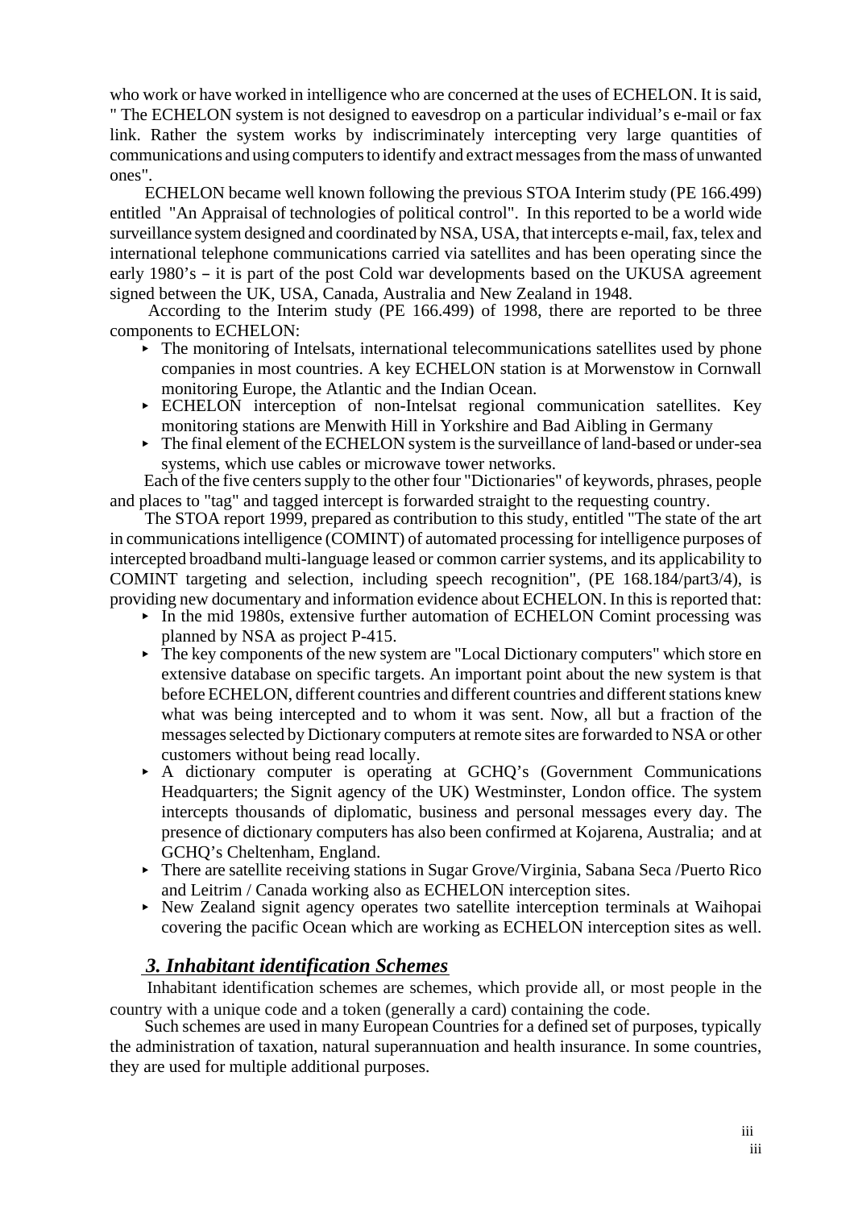who work or have worked in intelligence who are concerned at the uses of ECHELON. It is said, " The ECHELON system is not designed to eavesdrop on a particular individual's e-mail or fax link. Rather the system works by indiscriminately intercepting very large quantities of communications and using computers to identify and extract messages from the mass of unwanted ones".

ECHELON became well known following the previous STOA Interim study (PE 166.499) entitled "An Appraisal of technologies of political control". In this reported to be a world wide surveillance system designed and coordinated by NSA, USA, that intercepts e-mail, fax, telex and international telephone communications carried via satellites and has been operating since the early 1980's – it is part of the post Cold war developments based on the UKUSA agreement signed between the UK, USA, Canada, Australia and New Zealand in 1948.

According to the Interim study (PE 166.499) of 1998, there are reported to be three components to ECHELON:

- The monitoring of Intelsats, international telecommunications satellites used by phone companies in most countries. A key ECHELON station is at Morwenstow in Cornwall monitoring Europe, the Atlantic and the Indian Ocean.
- ECHELON interception of non-Intelsat regional communication satellites. Key monitoring stations are Menwith Hill in Yorkshire and Bad Aibling in Germany
- The final element of the ECHELON system is the surveillance of land-based or under-sea systems, which use cables or microwave tower networks.

Each of the five centers supply to the other four "Dictionaries" of keywords, phrases, people and places to "tag" and tagged intercept is forwarded straight to the requesting country.

The STOA report 1999, prepared as contribution to this study, entitled "The state of the art in communications intelligence (COMINT) of automated processing for intelligence purposes of intercepted broadband multi-language leased or common carrier systems, and its applicability to COMINT targeting and selection, including speech recognition", (PE 168.184/part3/4), is providing new documentary and information evidence about ECHELON. In this is reported that:

- In the mid 1980s, extensive further automation of ECHELON Comint processing was planned by NSA as project P-415.
- The key components of the new system are "Local Dictionary computers" which store en extensive database on specific targets. An important point about the new system is that before ECHELON, different countries and different countries and different stations knew what was being intercepted and to whom it was sent. Now, all but a fraction of the messages selected by Dictionary computers at remote sites are forwarded to NSA or other customers without being read locally.
- A dictionary computer is operating at GCHQ's (Government Communications Headquarters; the Signit agency of the UK) Westminster, London office. The system intercepts thousands of diplomatic, business and personal messages every day. The presence of dictionary computers has also been confirmed at Kojarena, Australia; and at GCHQ's Cheltenham, England.
- There are satellite receiving stations in Sugar Grove/Virginia, Sabana Seca /Puerto Rico and Leitrim / Canada working also as ECHELON interception sites.
- New Zealand signit agency operates two satellite interception terminals at Waihopai covering the pacific Ocean which are working as ECHELON interception sites as well.

## ***3. Inhabitant identification Schemes***

Inhabitant identification schemes are schemes, which provide all, or most people in the country with a unique code and a token (generally a card) containing the code.

Such schemes are used in many European Countries for a defined set of purposes, typically the administration of taxation, natural superannuation and health insurance. In some countries, they are used for multiple additional purposes.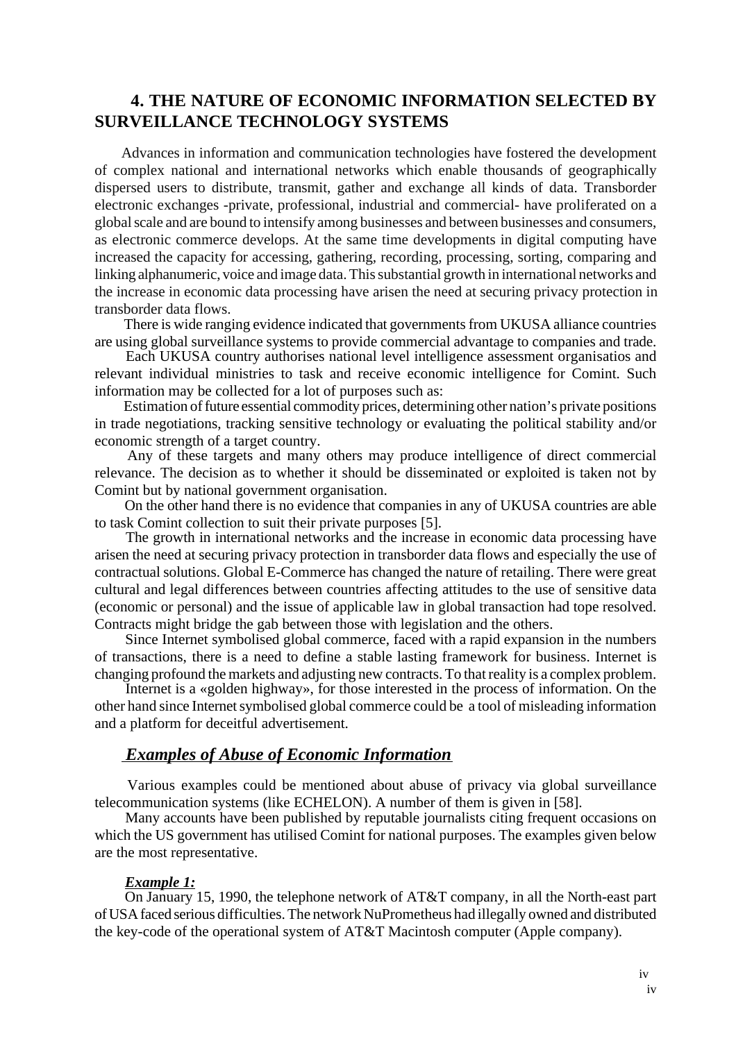## 4. THE NATURE OF ECONOMIC INFORMATION SELECTED BY SURVEILLANCE TECHNOLOGY SYSTEMS

Advances in information and communication technologies have fostered the development of complex national and international networks which enable thousands of geographically dispersed users to distribute, transmit, gather and exchange all kinds of data. Transborder electronic exchanges -private, professional, industrial and commercial- have proliferated on a global scale and are bound to intensify among businesses and between businesses and consumers, as electronic commerce develops. At the same time developments in digital computing have increased the capacity for accessing, gathering, recording, processing, sorting, comparing and linking alphanumeric, voice and image data. This substantial growth in international networks and the increase in economic data processing have arisen the need at securing privacy protection in transborder data flows.

There is wide ranging evidence indicated that governments from UKUSA alliance countries are using global surveillance systems to provide commercial advantage to companies and trade.

Each UKUSA country authorises national level intelligence assessment organisatios and relevant individual ministries to task and receive economic intelligence for Comint. Such information may be collected for a lot of purposes such as:

Estimation of future essential commodity prices, determining other nation's private positions in trade negotiations, tracking sensitive technology or evaluating the political stability and/or economic strength of a target country.

Any of these targets and many others may produce intelligence of direct commercial relevance. The decision as to whether it should be disseminated or exploited is taken not by Comint but by national government organisation.

On the other hand there is no evidence that companies in any of UKUSA countries are able to task Comint collection to suit their private purposes [5].

The growth in international networks and the increase in economic data processing have arisen the need at securing privacy protection in transborder data flows and especially the use of contractual solutions. Global E-Commerce has changed the nature of retailing. There were great cultural and legal differences between countries affecting attitudes to the use of sensitive data (economic or personal) and the issue of applicable law in global transaction had tope resolved. Contracts might bridge the gab between those with legislation and the others.

Since Internet symbolised global commerce, faced with a rapid expansion in the numbers of transactions, there is a need to define a stable lasting framework for business. Internet is changing profound the markets and adjusting new contracts. To that reality is a complex problem.

Internet is a «golden highway», for those interested in the process of information. On the other hand since Internet symbolised global commerce could be a tool of misleading information and a platform for deceitful advertisement.

### ***Examples of Abuse of Economic Information***

Various examples could be mentioned about abuse of privacy via global surveillance telecommunication systems (like ECHELON). A number of them is given in [58].

Many accounts have been published by reputable journalists citing frequent occasions on which the US government has utilised Comint for national purposes. The examples given below are the most representative.

***Example 1:***

On January 15, 1990, the telephone network of AT&T company, in all the North-east part of USA faced serious difficulties. The network NuPrometheus had illegally owned and distributed the key-code of the operational system of AT&T Macintosh computer (Apple company).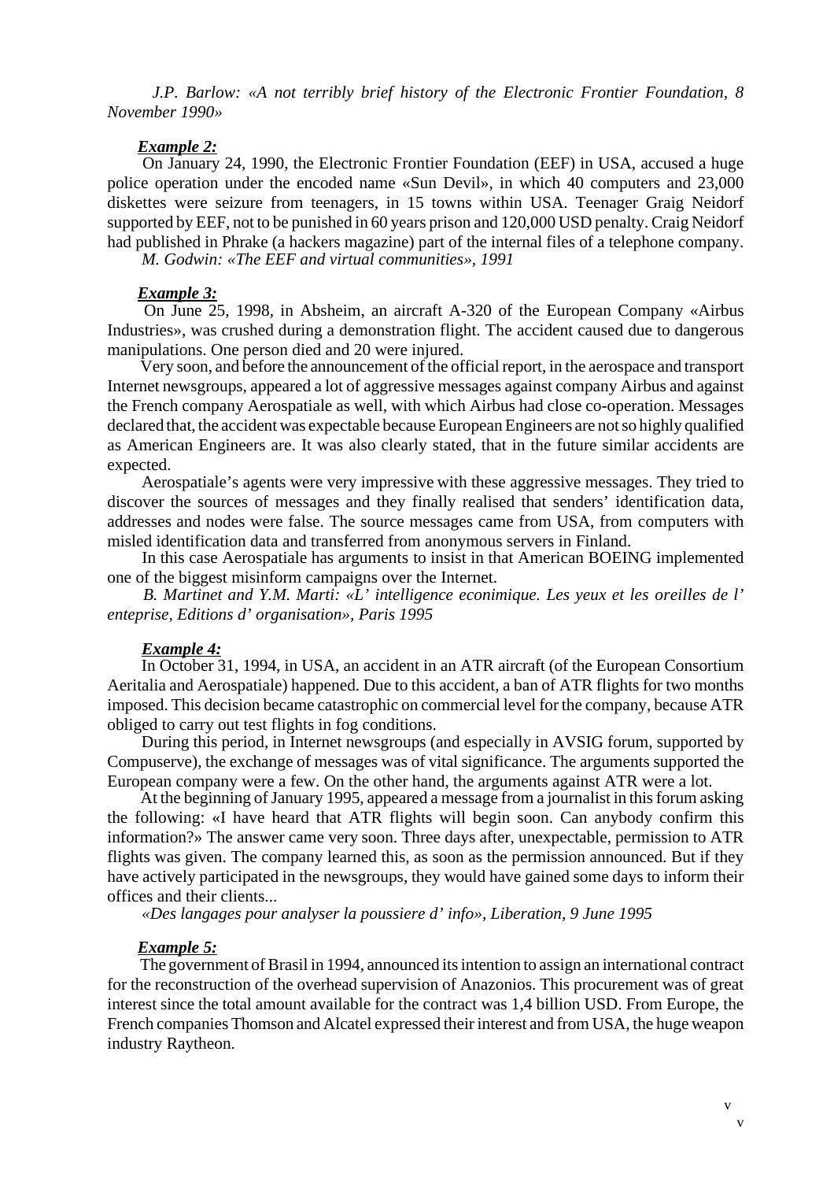*J.P. Barlow: «A not terribly brief history of the Electronic Frontier Foundation, 8 November 1990»*

***Example 2:***

On January 24, 1990, the Electronic Frontier Foundation (EEF) in USA, accused a huge police operation under the encoded name «Sun Devil», in which 40 computers and 23,000 diskettes were seizure from teenagers, in 15 towns within USA. Teenager Graig Neidorf supported by EEF, not to be punished in 60 years prison and 120,000 USD penalty. Craig Neidorf had published in Phrake (a hackers magazine) part of the internal files of a telephone company.

*M. Godwin: «The EEF and virtual communities», 1991*

***Example 3:***

On June 25, 1998, in Absheim, an aircraft A-320 of the European Company «Airbus Industries», was crushed during a demonstration flight. The accident caused due to dangerous manipulations. One person died and 20 were injured.

Very soon, and before the announcement of the official report, in the aerospace and transport Internet newsgroups, appeared a lot of aggressive messages against company Airbus and against the French company Aerospatiale as well, with which Airbus had close co-operation. Messages declared that, the accident was expectable because European Engineers are not so highly qualified as American Engineers are. It was also clearly stated, that in the future similar accidents are expected.

Aerospatiale's agents were very impressive with these aggressive messages. They tried to discover the sources of messages and they finally realised that senders' identification data, addresses and nodes were false. The source messages came from USA, from computers with misled identification data and transferred from anonymous servers in Finland.

In this case Aerospatiale has arguments to insist in that American BOEING implemented one of the biggest misinform campaigns over the Internet.

*B. Martinet and Y.M. Marti: «L' intelligence econimique. Les yeux et les oreilles de l' enteprise, Editions d' organisation», Paris 1995*

***Example 4:***

In October 31, 1994, in USA, an accident in an ATR aircraft (of the European Consortium Aeritalia and Aerospatiale) happened. Due to this accident, a ban of ATR flights for two months imposed. This decision became catastrophic on commercial level for the company, because ATR obliged to carry out test flights in fog conditions.

During this period, in Internet newsgroups (and especially in AVSIG forum, supported by Compuserve), the exchange of messages was of vital significance. The arguments supported the European company were a few. On the other hand, the arguments against ATR were a lot.

At the beginning of January 1995, appeared a message from a journalist in this forum asking the following: «I have heard that ATR flights will begin soon. Can anybody confirm this information?» The answer came very soon. Three days after, unexpectable, permission to ATR flights was given. The company learned this, as soon as the permission announced. But if they have actively participated in the newsgroups, they would have gained some days to inform their offices and their clients...

*«Des langages pour analyser la poussiere d' info», Liberation, 9 June 1995*

***Example 5:***

The government of Brasil in 1994, announced its intention to assign an international contract for the reconstruction of the overhead supervision of Anazonios. This procurement was of great interest since the total amount available for the contract was 1,4 billion USD. From Europe, the French companies Thomson and Alcatel expressed their interest and from USA, the huge weapon industry Raytheon.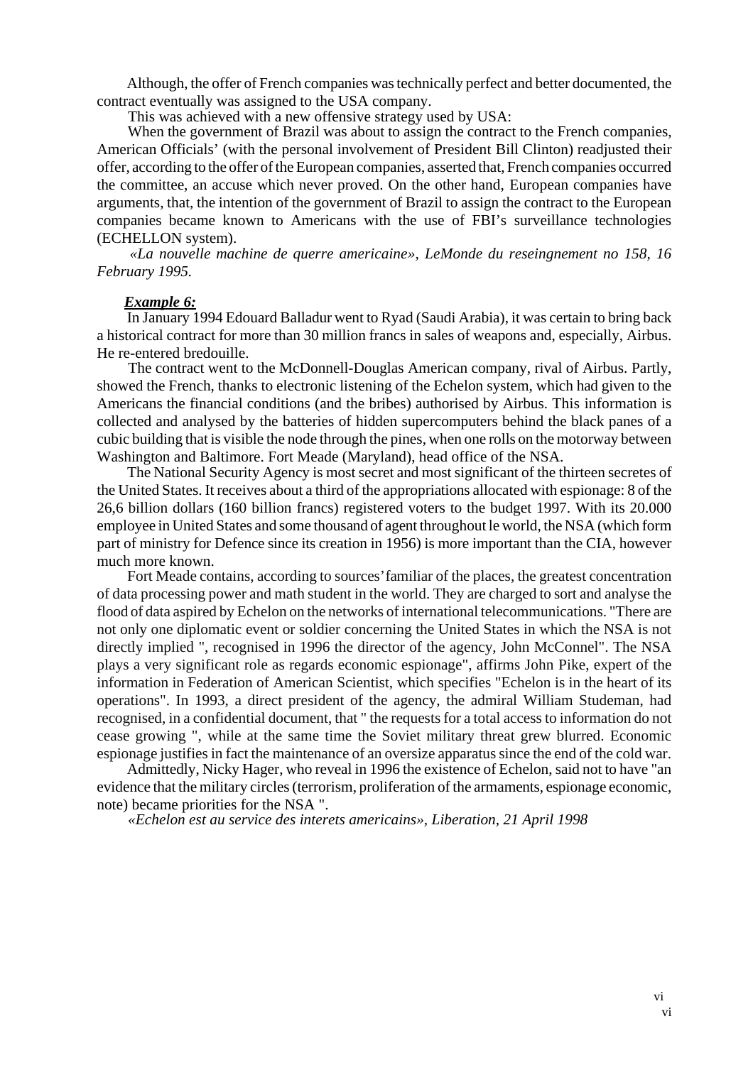Although, the offer of French companies was technically perfect and better documented, the contract eventually was assigned to the USA company.

This was achieved with a new offensive strategy used by USA:

When the government of Brazil was about to assign the contract to the French companies, American Officials' (with the personal involvement of President Bill Clinton) readjusted their offer, according to the offer of the European companies, asserted that, French companies occurred the committee, an accuse which never proved. On the other hand, European companies have arguments, that, the intention of the government of Brazil to assign the contract to the European companies became known to Americans with the use of FBI's surveillance technologies (ECHELLON system).

*«La nouvelle machine de querre americaine», LeMonde du reseingnement no 158, 16 February 1995.*

***Example 6:***

In January 1994 Edouard Balladur went to Ryad (Saudi Arabia), it was certain to bring back a historical contract for more than 30 million francs in sales of weapons and, especially, Airbus. He re-entered bredouille.

The contract went to the McDonnell-Douglas American company, rival of Airbus. Partly, showed the French, thanks to electronic listening of the Echelon system, which had given to the Americans the financial conditions (and the bribes) authorised by Airbus. This information is collected and analysed by the batteries of hidden supercomputers behind the black panes of a cubic building that is visible the node through the pines, when one rolls on the motorway between Washington and Baltimore. Fort Meade (Maryland), head office of the NSA.

The National Security Agency is most secret and most significant of the thirteen secretes of the United States. It receives about a third of the appropriations allocated with espionage: 8 of the 26,6 billion dollars (160 billion francs) registered voters to the budget 1997. With its 20.000 employee in United States and some thousand of agent throughout le world, the NSA (which form part of ministry for Defence since its creation in 1956) is more important than the CIA, however much more known.

Fort Meade contains, according to sources' familiar of the places, the greatest concentration of data processing power and math student in the world. They are charged to sort and analyse the flood of data aspired by Echelon on the networks of international telecommunications. "There are not only one diplomatic event or soldier concerning the United States in which the NSA is not directly implied ", recognised in 1996 the director of the agency, John McConnel". The NSA plays a very significant role as regards economic espionage", affirms John Pike, expert of the information in Federation of American Scientist, which specifies "Echelon is in the heart of its operations". In 1993, a direct president of the agency, the admiral William Studeman, had recognised, in a confidential document, that " the requests for a total access to information do not cease growing ", while at the same time the Soviet military threat grew blurred. Economic espionage justifies in fact the maintenance of an oversize apparatus since the end of the cold war.

Admittedly, Nicky Hager, who reveal in 1996 the existence of Echelon, said not to have "an evidence that the military circles (terrorism, proliferation of the armaments, espionage economic, note) became priorities for the NSA ".

*«Echelon est au service des interets americains», Liberation, 21 April 1998*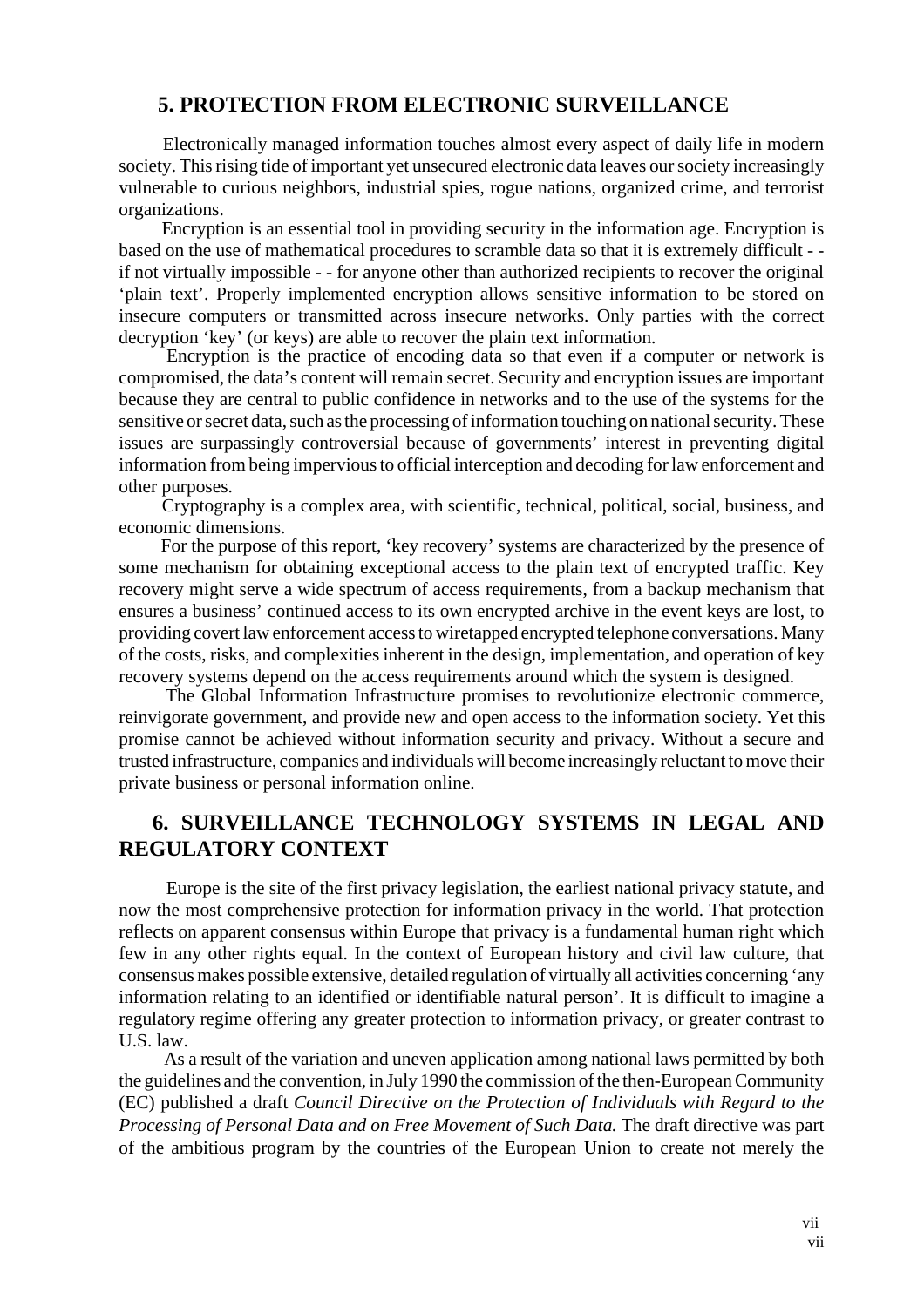## 5. PROTECTION FROM ELECTRONIC SURVEILLANCE

Electronically managed information touches almost every aspect of daily life in modern society. This rising tide of important yet unsecured electronic data leaves our society increasingly vulnerable to curious neighbors, industrial spies, rogue nations, organized crime, and terrorist organizations.

Encryption is an essential tool in providing security in the information age. Encryption is based on the use of mathematical procedures to scramble data so that it is extremely difficult - - if not virtually impossible - - for anyone other than authorized recipients to recover the original 'plain text'. Properly implemented encryption allows sensitive information to be stored on insecure computers or transmitted across insecure networks. Only parties with the correct decryption 'key' (or keys) are able to recover the plain text information.

Encryption is the practice of encoding data so that even if a computer or network is compromised, the data's content will remain secret. Security and encryption issues are important because they are central to public confidence in networks and to the use of the systems for the sensitive or secret data, such as the processing of information touching on national security. These issues are surpassingly controversial because of governments' interest in preventing digital information from being impervious to official interception and decoding for law enforcement and other purposes.

Cryptography is a complex area, with scientific, technical, political, social, business, and economic dimensions.

For the purpose of this report, 'key recovery' systems are characterized by the presence of some mechanism for obtaining exceptional access to the plain text of encrypted traffic. Key recovery might serve a wide spectrum of access requirements, from a backup mechanism that ensures a business' continued access to its own encrypted archive in the event keys are lost, to providing covert law enforcement access to wiretapped encrypted telephone conversations. Many of the costs, risks, and complexities inherent in the design, implementation, and operation of key recovery systems depend on the access requirements around which the system is designed.

The Global Information Infrastructure promises to revolutionize electronic commerce, reinvigorate government, and provide new and open access to the information society. Yet this promise cannot be achieved without information security and privacy. Without a secure and trusted infrastructure, companies and individuals will become increasingly reluctant to move their private business or personal information online.

## 6. SURVEILLANCE TECHNOLOGY SYSTEMS IN LEGAL AND REGULATORY CONTEXT

Europe is the site of the first privacy legislation, the earliest national privacy statute, and now the most comprehensive protection for information privacy in the world. That protection reflects on apparent consensus within Europe that privacy is a fundamental human right which few in any other rights equal. In the context of European history and civil law culture, that consensus makes possible extensive, detailed regulation of virtually all activities concerning 'any information relating to an identified or identifiable natural person'. It is difficult to imagine a regulatory regime offering any greater protection to information privacy, or greater contrast to U.S. law.

As a result of the variation and uneven application among national laws permitted by both the guidelines and the convention, in July 1990 the commission of the then-European Community (EC) published a draft *Council Directive on the Protection of Individuals with Regard to the Processing of Personal Data and on Free Movement of Such Data.* The draft directive was part of the ambitious program by the countries of the European Union to create not merely the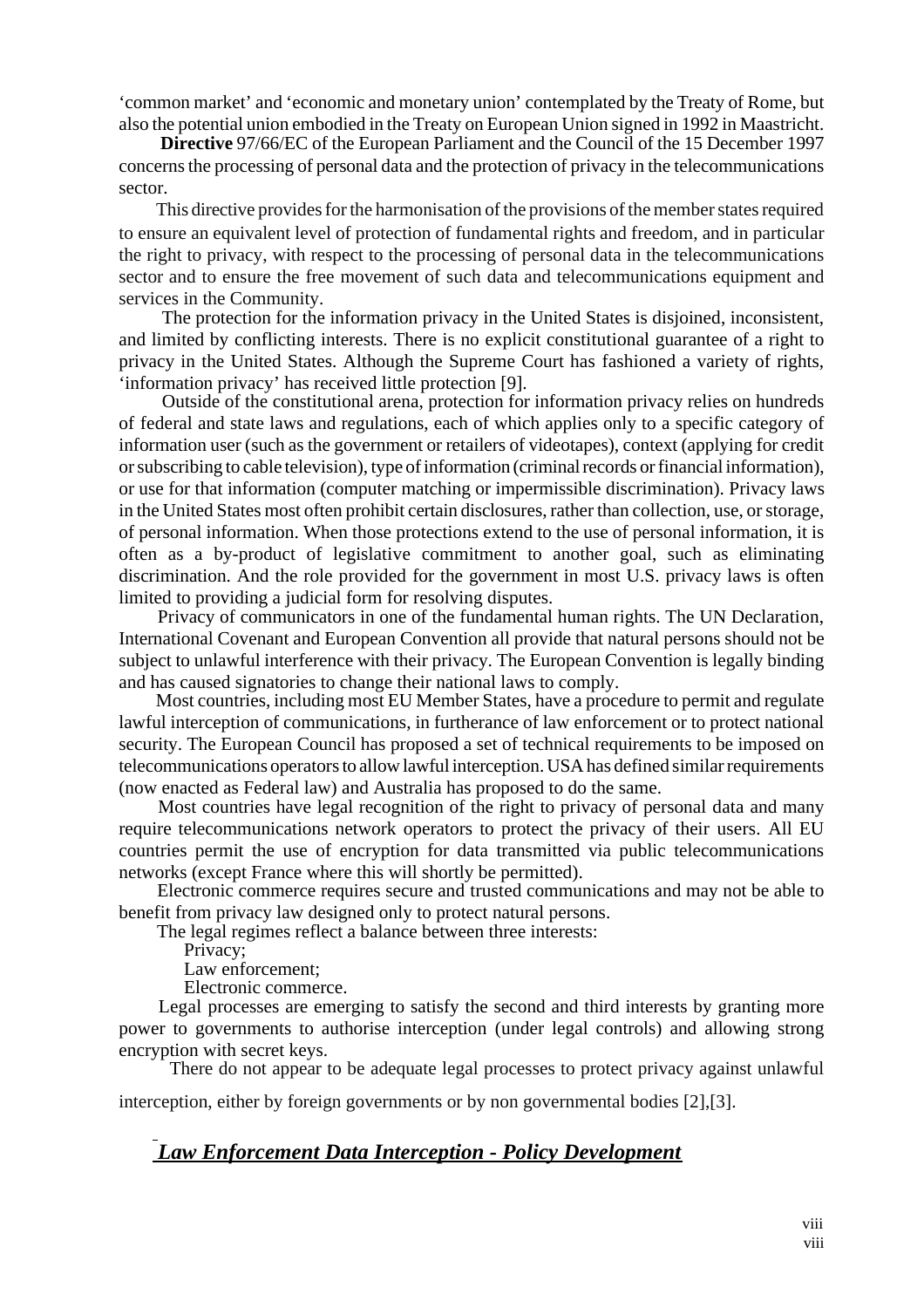'common market' and 'economic and monetary union' contemplated by the Treaty of Rome, but also the potential union embodied in the Treaty on European Union signed in 1992 in Maastricht.

**Directive** 97/66/EC of the European Parliament and the Council of the 15 December 1997 concerns the processing of personal data and the protection of privacy in the telecommunications sector.

This directive provides for the harmonisation of the provisions of the member states required to ensure an equivalent level of protection of fundamental rights and freedom, and in particular the right to privacy, with respect to the processing of personal data in the telecommunications sector and to ensure the free movement of such data and telecommunications equipment and services in the Community.

The protection for the information privacy in the United States is disjoined, inconsistent, and limited by conflicting interests. There is no explicit constitutional guarantee of a right to privacy in the United States. Although the Supreme Court has fashioned a variety of rights, 'information privacy' has received little protection [9].

Outside of the constitutional arena, protection for information privacy relies on hundreds of federal and state laws and regulations, each of which applies only to a specific category of information user (such as the government or retailers of videotapes), context (applying for credit or subscribing to cable television), type of information (criminal records or financial information), or use for that information (computer matching or impermissible discrimination). Privacy laws in the United States most often prohibit certain disclosures, rather than collection, use, or storage, of personal information. When those protections extend to the use of personal information, it is often as a by-product of legislative commitment to another goal, such as eliminating discrimination. And the role provided for the government in most U.S. privacy laws is often limited to providing a judicial form for resolving disputes.

Privacy of communicators in one of the fundamental human rights. The UN Declaration, International Covenant and European Convention all provide that natural persons should not be subject to unlawful interference with their privacy. The European Convention is legally binding and has caused signatories to change their national laws to comply.

Most countries, including most EU Member States, have a procedure to permit and regulate lawful interception of communications, in furtherance of law enforcement or to protect national security. The European Council has proposed a set of technical requirements to be imposed on telecommunications operators to allow lawful interception. USA has defined similar requirements (now enacted as Federal law) and Australia has proposed to do the same.

Most countries have legal recognition of the right to privacy of personal data and many require telecommunications network operators to protect the privacy of their users. All EU countries permit the use of encryption for data transmitted via public telecommunications networks (except France where this will shortly be permitted).

Electronic commerce requires secure and trusted communications and may not be able to benefit from privacy law designed only to protect natural persons.

The legal regimes reflect a balance between three interests:

Privacy;  
Law enforcement;  
Electronic commerce.

Legal processes are emerging to satisfy the second and third interests by granting more power to governments to authorise interception (under legal controls) and allowing strong encryption with secret keys.

There do not appear to be adequate legal processes to protect privacy against unlawful interception, either by foreign governments or by non governmental bodies [2],[3].

## *Law Enforcement Data Interception - Policy Development*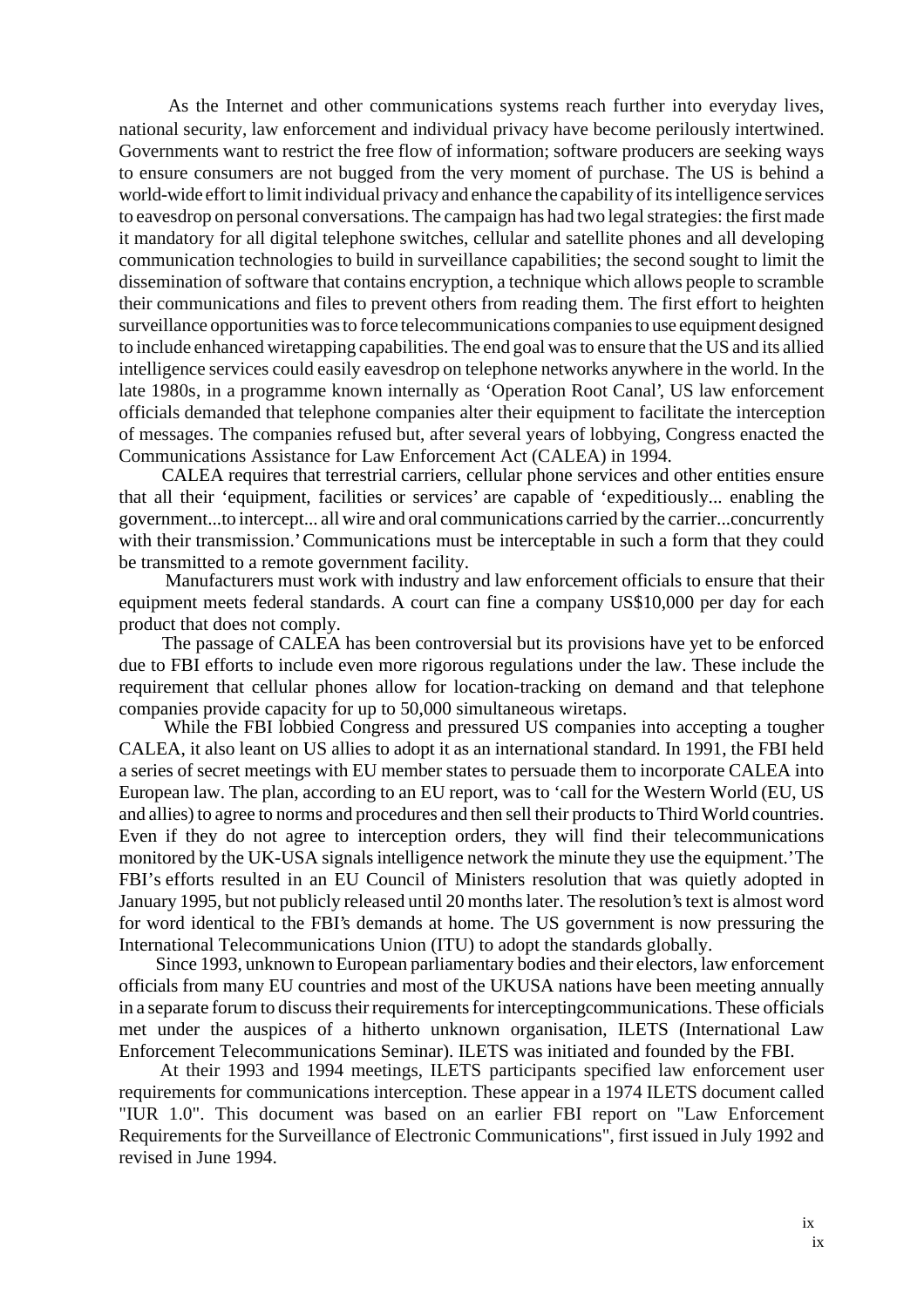As the Internet and other communications systems reach further into everyday lives, national security, law enforcement and individual privacy have become perilously intertwined. Governments want to restrict the free flow of information; software producers are seeking ways to ensure consumers are not bugged from the very moment of purchase. The US is behind a world-wide effort to limit individual privacy and enhance the capability of its intelligence services to eavesdrop on personal conversations. The campaign has had two legal strategies: the first made it mandatory for all digital telephone switches, cellular and satellite phones and all developing communication technologies to build in surveillance capabilities; the second sought to limit the dissemination of software that contains encryption, a technique which allows people to scramble their communications and files to prevent others from reading them. The first effort to heighten surveillance opportunities was to force telecommunications companies to use equipment designed to include enhanced wiretapping capabilities. The end goal was to ensure that the US and its allied intelligence services could easily eavesdrop on telephone networks anywhere in the world. In the late 1980s, in a programme known internally as 'Operation Root Canal', US law enforcement officials demanded that telephone companies alter their equipment to facilitate the interception of messages. The companies refused but, after several years of lobbying, Congress enacted the Communications Assistance for Law Enforcement Act (CALEA) in 1994.

CALEA requires that terrestrial carriers, cellular phone services and other entities ensure that all their 'equipment, facilities or services' are capable of 'expeditiously... enabling the government...to intercept... all wire and oral communications carried by the carrier...concurrently with their transmission.' Communications must be interceptable in such a form that they could be transmitted to a remote government facility.

Manufacturers must work with industry and law enforcement officials to ensure that their equipment meets federal standards. A court can fine a company US$10,000 per day for each product that does not comply.

The passage of CALEA has been controversial but its provisions have yet to be enforced due to FBI efforts to include even more rigorous regulations under the law. These include the requirement that cellular phones allow for location-tracking on demand and that telephone companies provide capacity for up to 50,000 simultaneous wiretaps.

While the FBI lobbied Congress and pressured US companies into accepting a tougher CALEA, it also leant on US allies to adopt it as an international standard. In 1991, the FBI held a series of secret meetings with EU member states to persuade them to incorporate CALEA into European law. The plan, according to an EU report, was to 'call for the Western World (EU, US and allies) to agree to norms and procedures and then sell their products to Third World countries. Even if they do not agree to interception orders, they will find their telecommunications monitored by the UK-USA signals intelligence network the minute they use the equipment.' The FBI's efforts resulted in an EU Council of Ministers resolution that was quietly adopted in January 1995, but not publicly released until 20 months later. The resolution's text is almost word for word identical to the FBI's demands at home. The US government is now pressuring the International Telecommunications Union (ITU) to adopt the standards globally.

Since 1993, unknown to European parliamentary bodies and their electors, law enforcement officials from many EU countries and most of the UKUSA nations have been meeting annually in a separate forum to discuss their requirements for interceptingcommunications. These officials met under the auspices of a hitherto unknown organisation, ILETS (International Law Enforcement Telecommunications Seminar). ILETS was initiated and founded by the FBI.

At their 1993 and 1994 meetings, ILETS participants specified law enforcement user requirements for communications interception. These appear in a 1974 ILETS document called "IUR 1.0". This document was based on an earlier FBI report on "Law Enforcement Requirements for the Surveillance of Electronic Communications", first issued in July 1992 and revised in June 1994.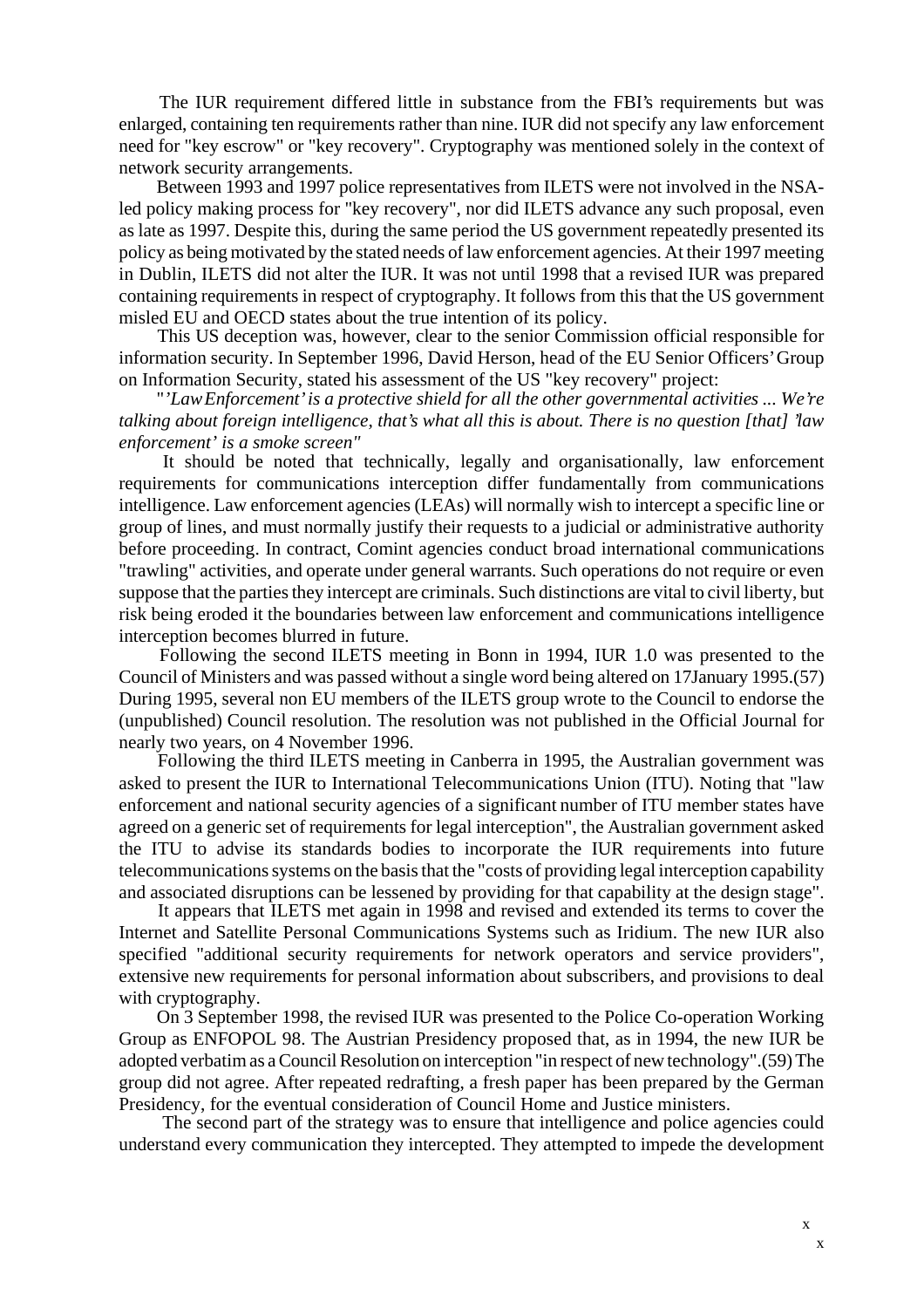The IUR requirement differed little in substance from the FBI's requirements but was enlarged, containing ten requirements rather than nine. IUR did not specify any law enforcement need for "key escrow" or "key recovery". Cryptography was mentioned solely in the context of network security arrangements.

Between 1993 and 1997 police representatives from ILETS were not involved in the NSA-led policy making process for "key recovery", nor did ILETS advance any such proposal, even as late as 1997. Despite this, during the same period the US government repeatedly presented its policy as being motivated by the stated needs of law enforcement agencies. At their 1997 meeting in Dublin, ILETS did not alter the IUR. It was not until 1998 that a revised IUR was prepared containing requirements in respect of cryptography. It follows from this that the US government misled EU and OECD states about the true intention of its policy.

This US deception was, however, clear to the senior Commission official responsible for information security. In September 1996, David Herson, head of the EU Senior Officers' Group on Information Security, stated his assessment of the US "key recovery" project:

"*'Law Enforcement' is a protective shield for all the other governmental activities ... We're talking about foreign intelligence, that's what all this is about. There is no question [that] 'law enforcement' is a smoke screen"*

It should be noted that technically, legally and organisationally, law enforcement requirements for communications interception differ fundamentally from communications intelligence. Law enforcement agencies (LEAs) will normally wish to intercept a specific line or group of lines, and must normally justify their requests to a judicial or administrative authority before proceeding. In contract, Comint agencies conduct broad international communications "trawling" activities, and operate under general warrants. Such operations do not require or even suppose that the parties they intercept are criminals. Such distinctions are vital to civil liberty, but risk being eroded it the boundaries between law enforcement and communications intelligence interception becomes blurred in future.

Following the second ILETS meeting in Bonn in 1994, IUR 1.0 was presented to the Council of Ministers and was passed without a single word being altered on 17January 1995.(57) During 1995, several non EU members of the ILETS group wrote to the Council to endorse the (unpublished) Council resolution. The resolution was not published in the Official Journal for nearly two years, on 4 November 1996.

Following the third ILETS meeting in Canberra in 1995, the Australian government was asked to present the IUR to International Telecommunications Union (ITU). Noting that "law enforcement and national security agencies of a significant number of ITU member states have agreed on a generic set of requirements for legal interception", the Australian government asked the ITU to advise its standards bodies to incorporate the IUR requirements into future telecommunications systems on the basis that the "costs of providing legal interception capability and associated disruptions can be lessened by providing for that capability at the design stage".

It appears that ILETS met again in 1998 and revised and extended its terms to cover the Internet and Satellite Personal Communications Systems such as Iridium. The new IUR also specified "additional security requirements for network operators and service providers", extensive new requirements for personal information about subscribers, and provisions to deal with cryptography.

On 3 September 1998, the revised IUR was presented to the Police Co-operation Working Group as ENFOPOL 98. The Austrian Presidency proposed that, as in 1994, the new IUR be adopted verbatim as a Council Resolution on interception "in respect of new technology".(59) The group did not agree. After repeated redrafting, a fresh paper has been prepared by the German Presidency, for the eventual consideration of Council Home and Justice ministers.

The second part of the strategy was to ensure that intelligence and police agencies could understand every communication they intercepted. They attempted to impede the development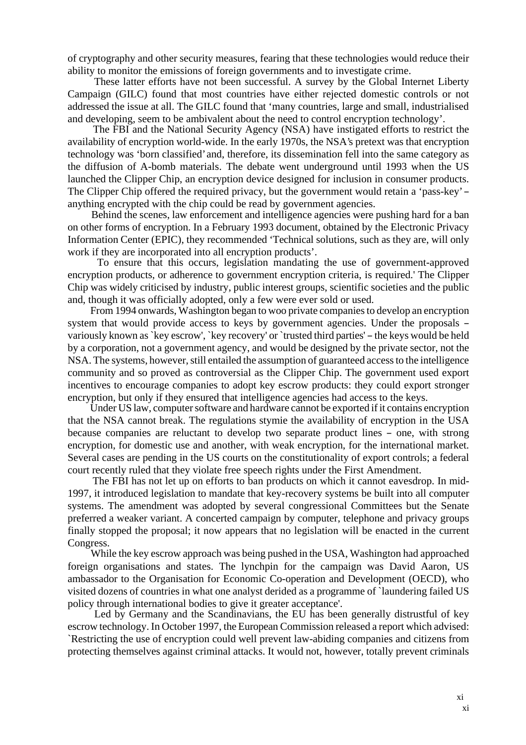of cryptography and other security measures, fearing that these technologies would reduce their ability to monitor the emissions of foreign governments and to investigate crime.

These latter efforts have not been successful. A survey by the Global Internet Liberty Campaign (GILC) found that most countries have either rejected domestic controls or not addressed the issue at all. The GILC found that 'many countries, large and small, industrialised and developing, seem to be ambivalent about the need to control encryption technology'.

The FBI and the National Security Agency (NSA) have instigated efforts to restrict the availability of encryption world-wide. In the early 1970s, the NSA's pretext was that encryption technology was 'born classified' and, therefore, its dissemination fell into the same category as the diffusion of A-bomb materials. The debate went underground until 1993 when the US launched the Clipper Chip, an encryption device designed for inclusion in consumer products. The Clipper Chip offered the required privacy, but the government would retain a 'pass-key' – anything encrypted with the chip could be read by government agencies.

Behind the scenes, law enforcement and intelligence agencies were pushing hard for a ban on other forms of encryption. In a February 1993 document, obtained by the Electronic Privacy Information Center (EPIC), they recommended 'Technical solutions, such as they are, will only work if they are incorporated into all encryption products'.

To ensure that this occurs, legislation mandating the use of government-approved encryption products, or adherence to government encryption criteria, is required.' The Clipper Chip was widely criticised by industry, public interest groups, scientific societies and the public and, though it was officially adopted, only a few were ever sold or used.

From 1994 onwards, Washington began to woo private companies to develop an encryption system that would provide access to keys by government agencies. Under the proposals – variously known as `key escrow', `key recovery' or `trusted third parties' – the keys would be held by a corporation, not a government agency, and would be designed by the private sector, not the NSA. The systems, however, still entailed the assumption of guaranteed access to the intelligence community and so proved as controversial as the Clipper Chip. The government used export incentives to encourage companies to adopt key escrow products: they could export stronger encryption, but only if they ensured that intelligence agencies had access to the keys.

Under US law, computer software and hardware cannot be exported if it contains encryption that the NSA cannot break. The regulations stymie the availability of encryption in the USA because companies are reluctant to develop two separate product lines – one, with strong encryption, for domestic use and another, with weak encryption, for the international market. Several cases are pending in the US courts on the constitutionality of export controls; a federal court recently ruled that they violate free speech rights under the First Amendment.

The FBI has not let up on efforts to ban products on which it cannot eavesdrop. In mid-1997, it introduced legislation to mandate that key-recovery systems be built into all computer systems. The amendment was adopted by several congressional Committees but the Senate preferred a weaker variant. A concerted campaign by computer, telephone and privacy groups finally stopped the proposal; it now appears that no legislation will be enacted in the current Congress.

While the key escrow approach was being pushed in the USA, Washington had approached foreign organisations and states. The lynchpin for the campaign was David Aaron, US ambassador to the Organisation for Economic Co-operation and Development (OECD), who visited dozens of countries in what one analyst derided as a programme of `laundering failed US policy through international bodies to give it greater acceptance'.

Led by Germany and the Scandinavians, the EU has been generally distrustful of key escrow technology. In October 1997, the European Commission released a report which advised: `Restricting the use of encryption could well prevent law-abiding companies and citizens from protecting themselves against criminal attacks. It would not, however, totally prevent criminals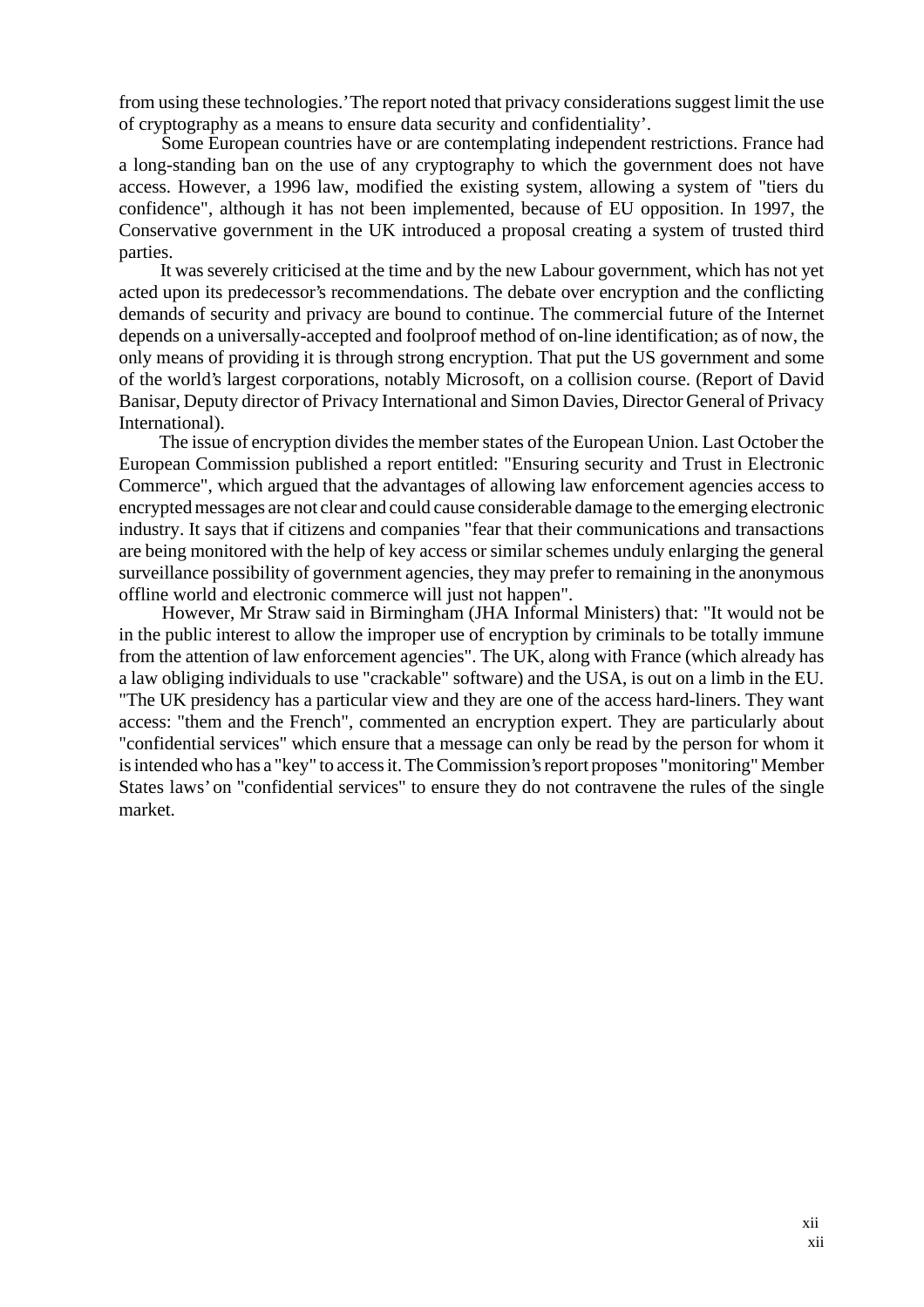from using these technologies.' The report noted that privacy considerations suggest limit the use of cryptography as a means to ensure data security and confidentiality'.

Some European countries have or are contemplating independent restrictions. France had a long-standing ban on the use of any cryptography to which the government does not have access. However, a 1996 law, modified the existing system, allowing a system of "tiers du confidence", although it has not been implemented, because of EU opposition. In 1997, the Conservative government in the UK introduced a proposal creating a system of trusted third parties.

It was severely criticised at the time and by the new Labour government, which has not yet acted upon its predecessor's recommendations. The debate over encryption and the conflicting demands of security and privacy are bound to continue. The commercial future of the Internet depends on a universally-accepted and foolproof method of on-line identification; as of now, the only means of providing it is through strong encryption. That put the US government and some of the world's largest corporations, notably Microsoft, on a collision course. (Report of David Banisar, Deputy director of Privacy International and Simon Davies, Director General of Privacy International).

The issue of encryption divides the member states of the European Union. Last October the European Commission published a report entitled: "Ensuring security and Trust in Electronic Commerce", which argued that the advantages of allowing law enforcement agencies access to encrypted messages are not clear and could cause considerable damage to the emerging electronic industry. It says that if citizens and companies "fear that their communications and transactions are being monitored with the help of key access or similar schemes unduly enlarging the general surveillance possibility of government agencies, they may prefer to remaining in the anonymous offline world and electronic commerce will just not happen".

However, Mr Straw said in Birmingham (JHA Informal Ministers) that: "It would not be in the public interest to allow the improper use of encryption by criminals to be totally immune from the attention of law enforcement agencies". The UK, along with France (which already has a law obliging individuals to use "crackable" software) and the USA, is out on a limb in the EU. "The UK presidency has a particular view and they are one of the access hard-liners. They want access: "them and the French", commented an encryption expert. They are particularly about "confidential services" which ensure that a message can only be read by the person for whom it is intended who has a "key" to access it. The Commission's report proposes "monitoring" Member States laws' on "confidential services" to ensure they do not contravene the rules of the single market.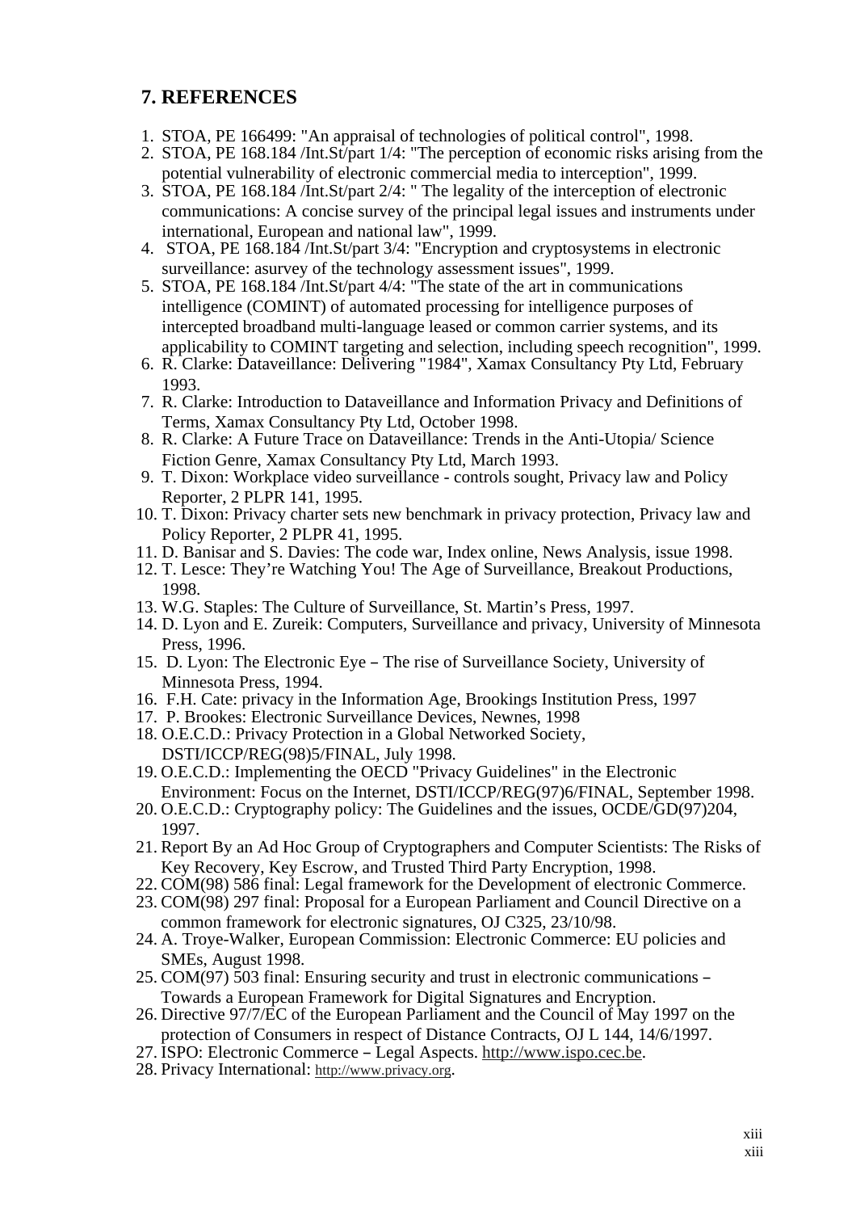## 7. REFERENCES

1. STOA, PE 166499: "An appraisal of technologies of political control", 1998.
2. STOA, PE 168.184 /Int.St/part 1/4: "The perception of economic risks arising from the potential vulnerability of electronic commercial media to interception", 1999.
3. STOA, PE 168.184 /Int.St/part 2/4: " The legality of the interception of electronic communications: A concise survey of the principal legal issues and instruments under international, European and national law", 1999.
4. STOA, PE 168.184 /Int.St/part 3/4: "Encryption and cryptosystems in electronic surveillance: asurvey of the technology assessment issues", 1999.
5. STOA, PE 168.184 /Int.St/part 4/4: "The state of the art in communications intelligence (COMINT) of automated processing for intelligence purposes of intercepted broadband multi-language leased or common carrier systems, and its applicability to COMINT targeting and selection, including speech recognition", 1999.
6. R. Clarke: Dataveillance: Delivering "1984", Xamax Consultancy Pty Ltd, February 1993.
7. R. Clarke: Introduction to Dataveillance and Information Privacy and Definitions of Terms, Xamax Consultancy Pty Ltd, October 1998.
8. R. Clarke: A Future Trace on Dataveillance: Trends in the Anti-Utopia/ Science Fiction Genre, Xamax Consultancy Pty Ltd, March 1993.
9. T. Dixon: Workplace video surveillance - controls sought, Privacy law and Policy Reporter, 2 PLPR 141, 1995.
10. T. Dixon: Privacy charter sets new benchmark in privacy protection, Privacy law and Policy Reporter, 2 PLPR 41, 1995.
11. D. Banisar and S. Davies: The code war, Index online, News Analysis, issue 1998.
12. T. Lesce: They're Watching You! The Age of Surveillance, Breakout Productions, 1998.
13. W.G. Staples: The Culture of Surveillance, St. Martin's Press, 1997.
14. D. Lyon and E. Zureik: Computers, Surveillance and privacy, University of Minnesota Press, 1996.
15. D. Lyon: The Electronic Eye – The rise of Surveillance Society, University of Minnesota Press, 1994.
16. F.H. Cate: privacy in the Information Age, Brookings Institution Press, 1997
17. P. Brookes: Electronic Surveillance Devices, Newnes, 1998
18. O.E.C.D.: Privacy Protection in a Global Networked Society, DSTI/ICCP/REG(98)5/FINAL, July 1998.
19. O.E.C.D.: Implementing the OECD "Privacy Guidelines" in the Electronic Environment: Focus on the Internet, DSTI/ICCP/REG(97)6/FINAL, September 1998.
20. O.E.C.D.: Cryptography policy: The Guidelines and the issues, OCDE/GD(97)204, 1997.
21. Report By an Ad Hoc Group of Cryptographers and Computer Scientists: The Risks of Key Recovery, Key Escrow, and Trusted Third Party Encryption, 1998.
22. COM(98) 586 final: Legal framework for the Development of electronic Commerce.
23. COM(98) 297 final: Proposal for a European Parliament and Council Directive on a common framework for electronic signatures, OJ C325, 23/10/98.
24. A. Troye-Walker, European Commission: Electronic Commerce: EU policies and SMEs, August 1998.
25. COM(97) 503 final: Ensuring security and trust in electronic communications – Towards a European Framework for Digital Signatures and Encryption.
26. Directive 97/7/EC of the European Parliament and the Council of May 1997 on the protection of Consumers in respect of Distance Contracts, OJ L 144, 14/6/1997.
27. ISPO: Electronic Commerce – Legal Aspects. http://www.ispo.cec.be.
28. Privacy International: http://www.privacy.org.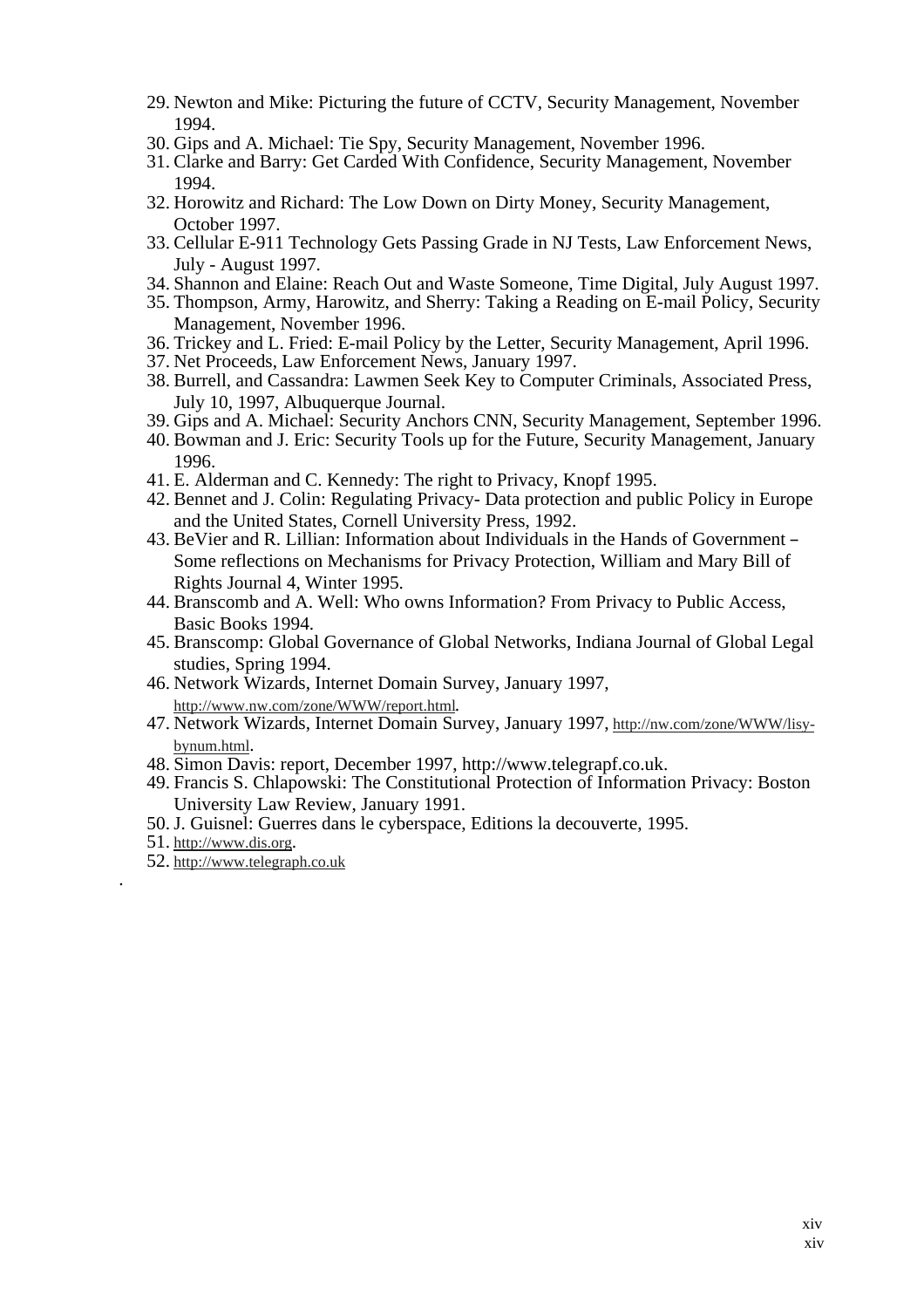29. Newton and Mike: Picturing the future of CCTV, Security Management, November 1994.
30. Gips and A. Michael: Tie Spy, Security Management, November 1996.
31. Clarke and Barry: Get Carded With Confidence, Security Management, November 1994.
32. Horowitz and Richard: The Low Down on Dirty Money, Security Management, October 1997.
33. Cellular E-911 Technology Gets Passing Grade in NJ Tests, Law Enforcement News, July - August 1997.
34. Shannon and Elaine: Reach Out and Waste Someone, Time Digital, July August 1997.
35. Thompson, Army, Harowitz, and Sherry: Taking a Reading on E-mail Policy, Security Management, November 1996.
36. Trickey and L. Fried: E-mail Policy by the Letter, Security Management, April 1996.
37. Net Proceeds, Law Enforcement News, January 1997.
38. Burrell, and Cassandra: Lawmen Seek Key to Computer Criminals, Associated Press, July 10, 1997, Albuquerque Journal.
39. Gips and A. Michael: Security Anchors CNN, Security Management, September 1996.
40. Bowman and J. Eric: Security Tools up for the Future, Security Management, January 1996.
41. E. Alderman and C. Kennedy: The right to Privacy, Knopf 1995.
42. Bennet and J. Colin: Regulating Privacy- Data protection and public Policy in Europe and the United States, Cornell University Press, 1992.
43. BeVier and R. Lillian: Information about Individuals in the Hands of Government – Some reflections on Mechanisms for Privacy Protection, William and Mary Bill of Rights Journal 4, Winter 1995.
44. Branscomb and A. Well: Who owns Information? From Privacy to Public Access, Basic Books 1994.
45. Branscomp: Global Governance of Global Networks, Indiana Journal of Global Legal studies, Spring 1994.
46. Network Wizards, Internet Domain Survey, January 1997, http://www.nw.com/zone/WWW/report.html.
47. Network Wizards, Internet Domain Survey, January 1997, http://nw.com/zone/WWW/lisy-bynum.html.
48. Simon Davis: report, December 1997, http://www.telegrapf.co.uk.
49. Francis S. Chlapowski: The Constitutional Protection of Information Privacy: Boston University Law Review, January 1991.
50. J. Guisnel: Guerres dans le cyberspace, Editions la decouverte, 1995.
51. http://www.dis.org.
52. http://www.telegraph.co.uk

.